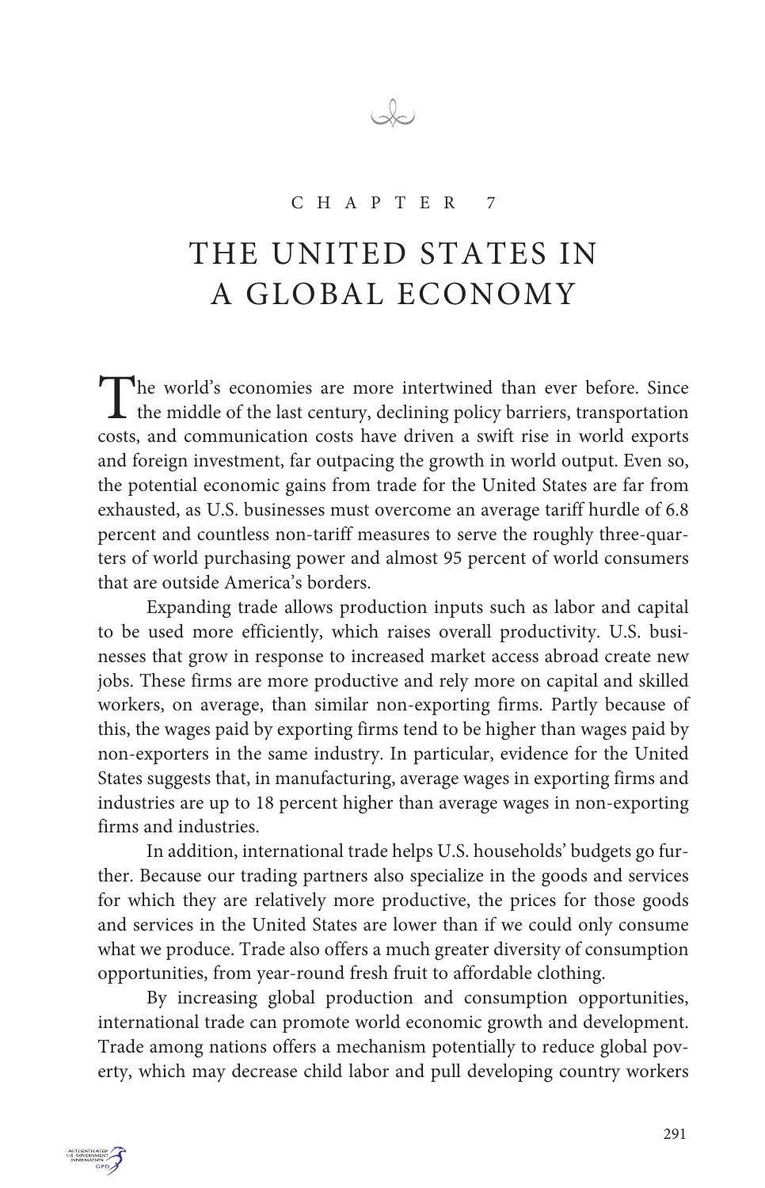## CHAPTER 7

# THE UNITED STATES IN A GLOBAL ECONOMY

The world's economies are more intertwined than ever before. Since the middle of the last century, declining policy barriers, transportation costs, and communication costs have driven a swift rise in world exports and foreign investment, far outpacing the growth in world output. Even so, the potential economic gains from trade for the United States are far from exhausted, as U.S. businesses must overcome an average tariff hurdle of 6.8 percent and countless non-tariff measures to serve the roughly three-quarters of world purchasing power and almost 95 percent of world consumers that are outside America's borders.

Expanding trade allows production inputs such as labor and capital to be used more efficiently, which raises overall productivity. U.S. businesses that grow in response to increased market access abroad create new jobs. These firms are more productive and rely more on capital and skilled workers, on average, than similar non-exporting firms. Partly because of this, the wages paid by exporting firms tend to be higher than wages paid by non-exporters in the same industry. In particular, evidence for the United States suggests that, in manufacturing, average wages in exporting firms and industries are up to 18 percent higher than average wages in non-exporting firms and industries.

In addition, international trade helps U.S. households' budgets go further. Because our trading partners also specialize in the goods and services for which they are relatively more productive, the prices for those goods and services in the United States are lower than if we could only consume what we produce. Trade also offers a much greater diversity of consumption opportunities, from year-round fresh fruit to affordable clothing.

By increasing global production and consumption opportunities, international trade can promote world economic growth and development. Trade among nations offers a mechanism potentially to reduce global poverty, which may decrease child labor and pull developing country workers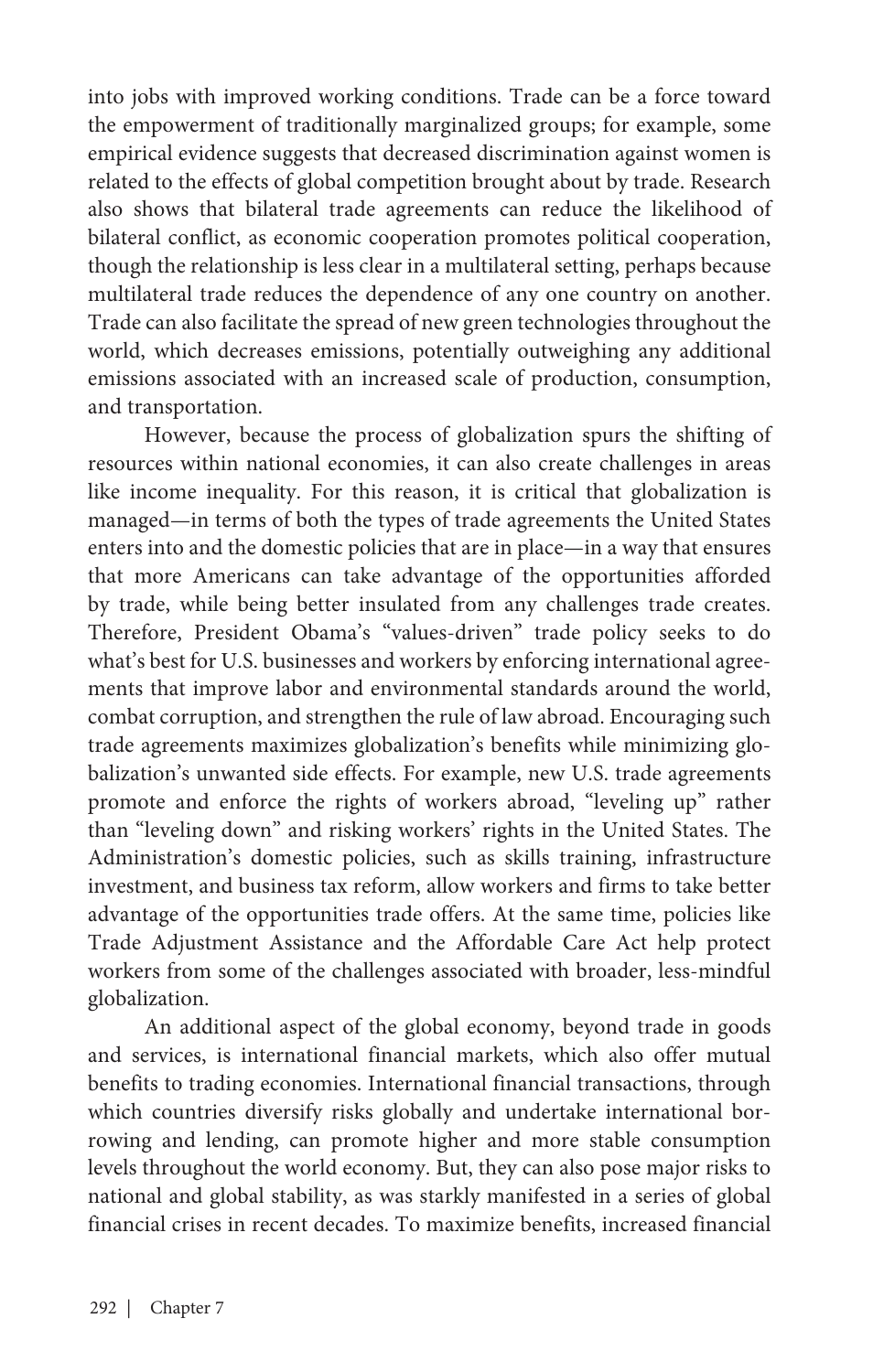into jobs with improved working conditions. Trade can be a force toward the empowerment of traditionally marginalized groups; for example, some empirical evidence suggests that decreased discrimination against women is related to the effects of global competition brought about by trade. Research also shows that bilateral trade agreements can reduce the likelihood of bilateral conflict, as economic cooperation promotes political cooperation, though the relationship is less clear in a multilateral setting, perhaps because multilateral trade reduces the dependence of any one country on another. Trade can also facilitate the spread of new green technologies throughout the world, which decreases emissions, potentially outweighing any additional emissions associated with an increased scale of production, consumption, and transportation.

However, because the process of globalization spurs the shifting of resources within national economies, it can also create challenges in areas like income inequality. For this reason, it is critical that globalization is managed—in terms of both the types of trade agreements the United States enters into and the domestic policies that are in place—in a way that ensures that more Americans can take advantage of the opportunities afforded by trade, while being better insulated from any challenges trade creates. Therefore, President Obama's "values-driven" trade policy seeks to do what's best for U.S. businesses and workers by enforcing international agreements that improve labor and environmental standards around the world, combat corruption, and strengthen the rule of law abroad. Encouraging such trade agreements maximizes globalization's benefits while minimizing globalization's unwanted side effects. For example, new U.S. trade agreements promote and enforce the rights of workers abroad, "leveling up" rather than "leveling down" and risking workers' rights in the United States. The Administration's domestic policies, such as skills training, infrastructure investment, and business tax reform, allow workers and firms to take better advantage of the opportunities trade offers. At the same time, policies like Trade Adjustment Assistance and the Affordable Care Act help protect workers from some of the challenges associated with broader, less-mindful globalization.

An additional aspect of the global economy, beyond trade in goods and services, is international financial markets, which also offer mutual benefits to trading economies. International financial transactions, through which countries diversify risks globally and undertake international borrowing and lending, can promote higher and more stable consumption levels throughout the world economy. But, they can also pose major risks to national and global stability, as was starkly manifested in a series of global financial crises in recent decades. To maximize benefits, increased financial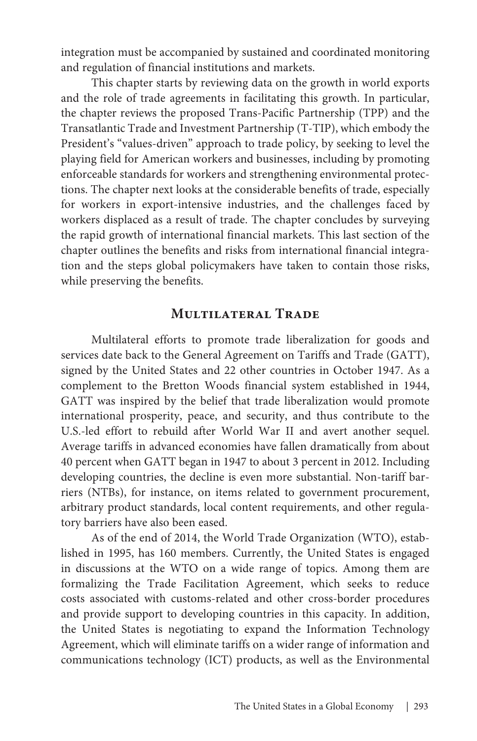integration must be accompanied by sustained and coordinated monitoring and regulation of financial institutions and markets.

This chapter starts by reviewing data on the growth in world exports and the role of trade agreements in facilitating this growth. In particular, the chapter reviews the proposed Trans-Pacific Partnership (TPP) and the Transatlantic Trade and Investment Partnership (T-TIP), which embody the President's "values-driven" approach to trade policy, by seeking to level the playing field for American workers and businesses, including by promoting enforceable standards for workers and strengthening environmental protections. The chapter next looks at the considerable benefits of trade, especially for workers in export-intensive industries, and the challenges faced by workers displaced as a result of trade. The chapter concludes by surveying the rapid growth of international financial markets. This last section of the chapter outlines the benefits and risks from international financial integration and the steps global policymakers have taken to contain those risks, while preserving the benefits.

## Multilateral Trade

Multilateral efforts to promote trade liberalization for goods and services date back to the General Agreement on Tariffs and Trade (GATT), signed by the United States and 22 other countries in October 1947. As a complement to the Bretton Woods financial system established in 1944, GATT was inspired by the belief that trade liberalization would promote international prosperity, peace, and security, and thus contribute to the U.S.-led effort to rebuild after World War II and avert another sequel. Average tariffs in advanced economies have fallen dramatically from about 40 percent when GATT began in 1947 to about 3 percent in 2012. Including developing countries, the decline is even more substantial. Non-tariff barriers (NTBs), for instance, on items related to government procurement, arbitrary product standards, local content requirements, and other regulatory barriers have also been eased.

As of the end of 2014, the World Trade Organization (WTO), established in 1995, has 160 members. Currently, the United States is engaged in discussions at the WTO on a wide range of topics. Among them are formalizing the Trade Facilitation Agreement, which seeks to reduce costs associated with customs-related and other cross-border procedures and provide support to developing countries in this capacity. In addition, the United States is negotiating to expand the Information Technology Agreement, which will eliminate tariffs on a wider range of information and communications technology (ICT) products, as well as the Environmental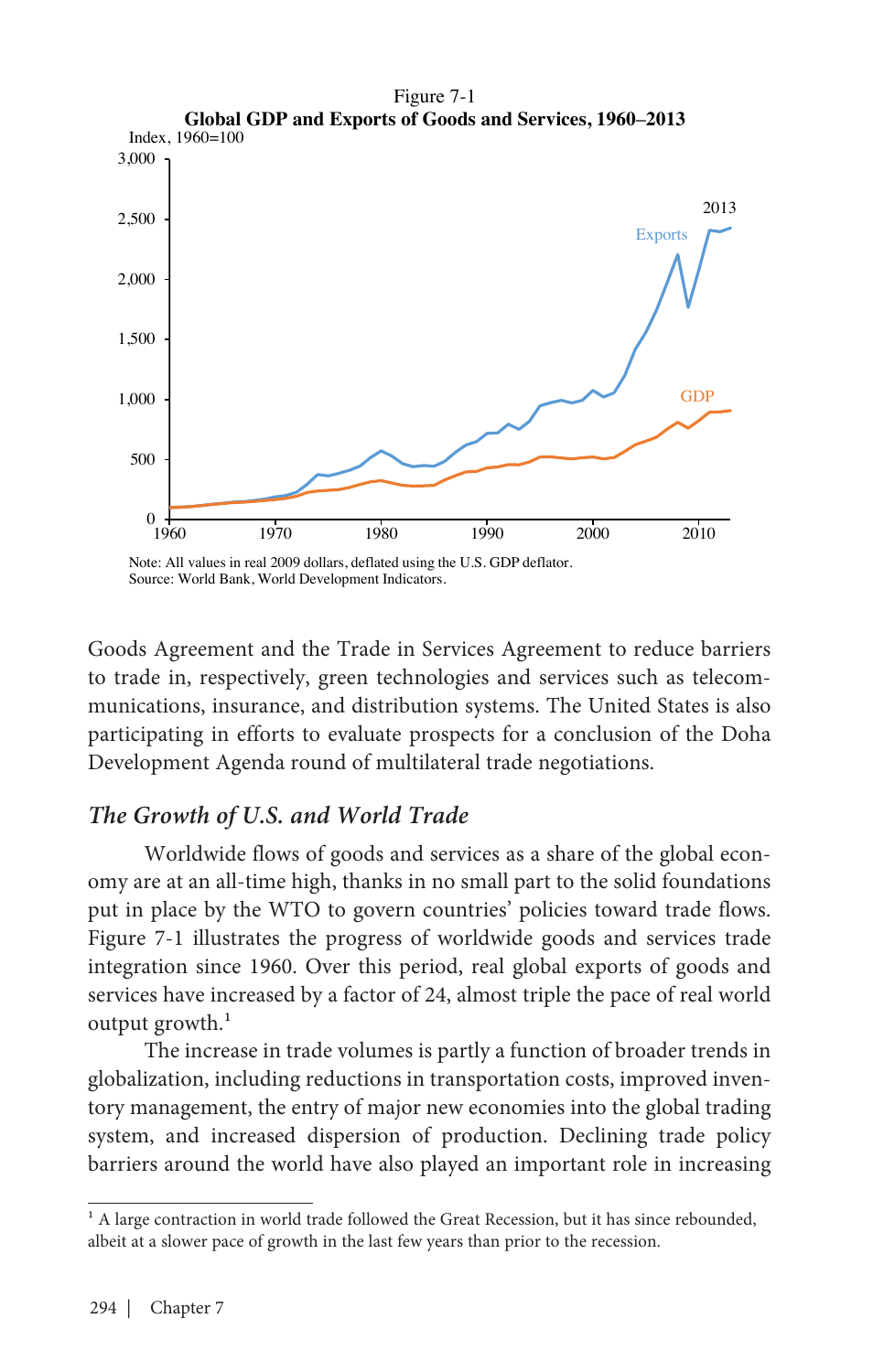Figure 7-1
**Global GDP and Exports of Goods and Services, 1960–2013**

Note: All values in real 2009 dollars, deflated using the U.S. GDP deflator.
Source: World Bank, World Development Indicators.

Goods Agreement and the Trade in Services Agreement to reduce barriers to trade in, respectively, green technologies and services such as telecommunications, insurance, and distribution systems. The United States is also participating in efforts to evaluate prospects for a conclusion of the Doha Development Agenda round of multilateral trade negotiations.

## *The Growth of U.S. and World Trade*

Worldwide flows of goods and services as a share of the global economy are at an all-time high, thanks in no small part to the solid foundations put in place by the WTO to govern countries' policies toward trade flows. Figure 7-1 illustrates the progress of worldwide goods and services trade integration since 1960. Over this period, real global exports of goods and services have increased by a factor of 24, almost triple the pace of real world output growth.[1]

The increase in trade volumes is partly a function of broader trends in globalization, including reductions in transportation costs, improved inventory management, the entry of major new economies into the global trading system, and increased dispersion of production. Declining trade policy barriers around the world have also played an important role in increasing

[1] A large contraction in world trade followed the Great Recession, but it has since rebounded, albeit at a slower pace of growth in the last few years than prior to the recession.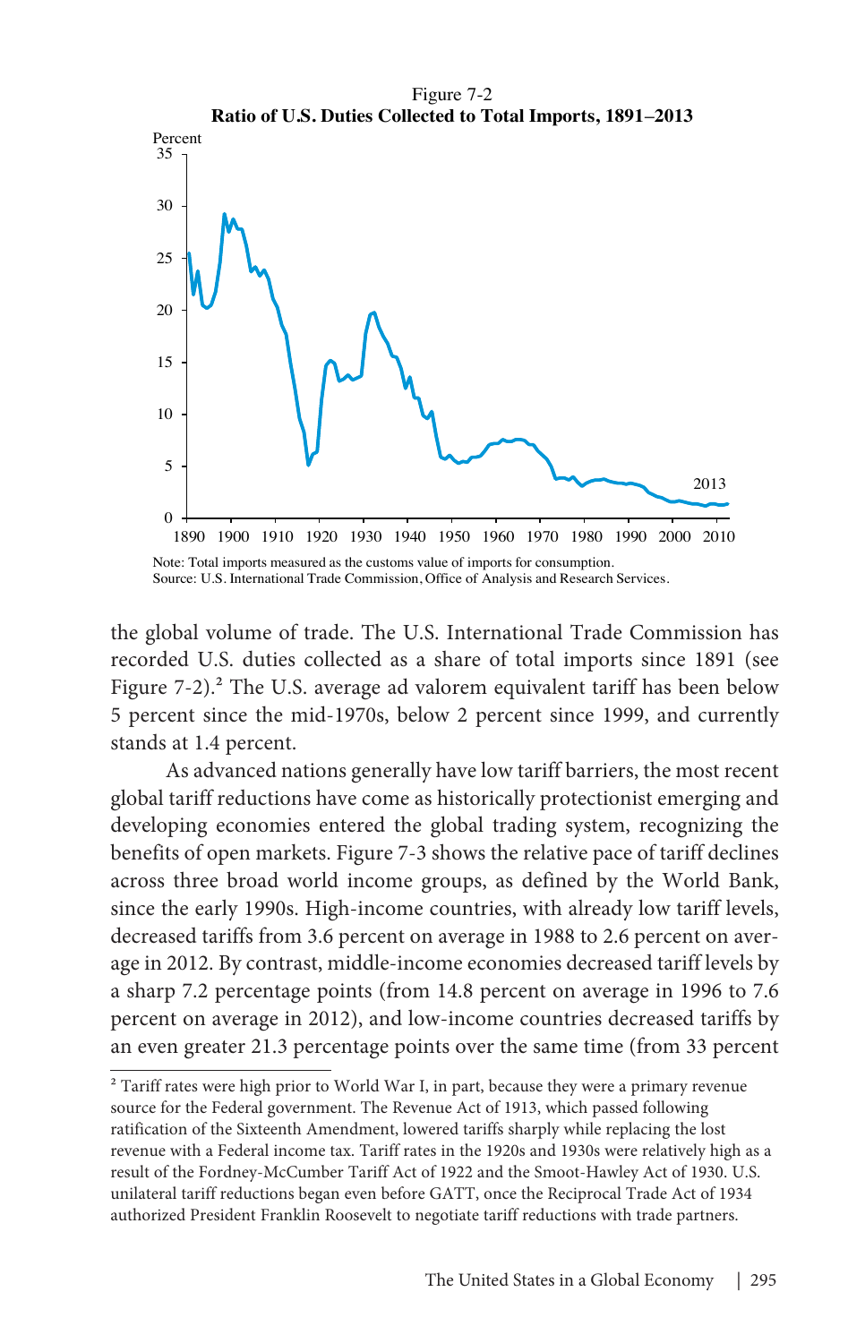Figure 7-2
**Ratio of U.S. Duties Collected to Total Imports, 1891–2013**

Note: Total imports measured as the customs value of imports for consumption.
Source: U.S. International Trade Commission, Office of Analysis and Research Services.

the global volume of trade. The U.S. International Trade Commission has recorded U.S. duties collected as a share of total imports since 1891 (see Figure 7-2).[2] The U.S. average ad valorem equivalent tariff has been below 5 percent since the mid-1970s, below 2 percent since 1999, and currently stands at 1.4 percent.

As advanced nations generally have low tariff barriers, the most recent global tariff reductions have come as historically protectionist emerging and developing economies entered the global trading system, recognizing the benefits of open markets. Figure 7-3 shows the relative pace of tariff declines across three broad world income groups, as defined by the World Bank, since the early 1990s. High-income countries, with already low tariff levels, decreased tariffs from 3.6 percent on average in 1988 to 2.6 percent on average in 2012. By contrast, middle-income economies decreased tariff levels by a sharp 7.2 percentage points (from 14.8 percent on average in 1996 to 7.6 percent on average in 2012), and low-income countries decreased tariffs by an even greater 21.3 percentage points over the same time (from 33 percent

[2] Tariff rates were high prior to World War I, in part, because they were a primary revenue source for the Federal government. The Revenue Act of 1913, which passed following ratification of the Sixteenth Amendment, lowered tariffs sharply while replacing the lost revenue with a Federal income tax. Tariff rates in the 1920s and 1930s were relatively high as a result of the Fordney-McCumber Tariff Act of 1922 and the Smoot-Hawley Act of 1930. U.S. unilateral tariff reductions began even before GATT, once the Reciprocal Trade Act of 1934 authorized President Franklin Roosevelt to negotiate tariff reductions with trade partners.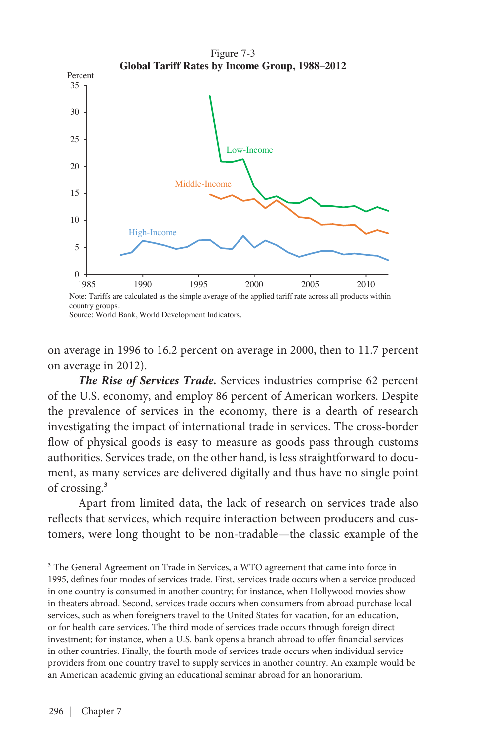Figure 7-3
**Global Tariff Rates by Income Group, 1988–2012**

Note: Tariffs are calculated as the simple average of the applied tariff rate across all products within country groups.
Source: World Bank, World Development Indicators.

on average in 1996 to 16.2 percent on average in 2000, then to 11.7 percent on average in 2012).

***The Rise of Services Trade.*** Services industries comprise 62 percent of the U.S. economy, and employ 86 percent of American workers. Despite the prevalence of services in the economy, there is a dearth of research investigating the impact of international trade in services. The cross-border flow of physical goods is easy to measure as goods pass through customs authorities. Services trade, on the other hand, is less straightforward to document, as many services are delivered digitally and thus have no single point of crossing.[3]

Apart from limited data, the lack of research on services trade also reflects that services, which require interaction between producers and customers, were long thought to be non-tradable—the classic example of the

---

[3] The General Agreement on Trade in Services, a WTO agreement that came into force in 1995, defines four modes of services trade. First, services trade occurs when a service produced in one country is consumed in another country; for instance, when Hollywood movies show in theaters abroad. Second, services trade occurs when consumers from abroad purchase local services, such as when foreigners travel to the United States for vacation, for an education, or for health care services. The third mode of services trade occurs through foreign direct investment; for instance, when a U.S. bank opens a branch abroad to offer financial services in other countries. Finally, the fourth mode of services trade occurs when individual service providers from one country travel to supply services in another country. An example would be an American academic giving an educational seminar abroad for an honorarium.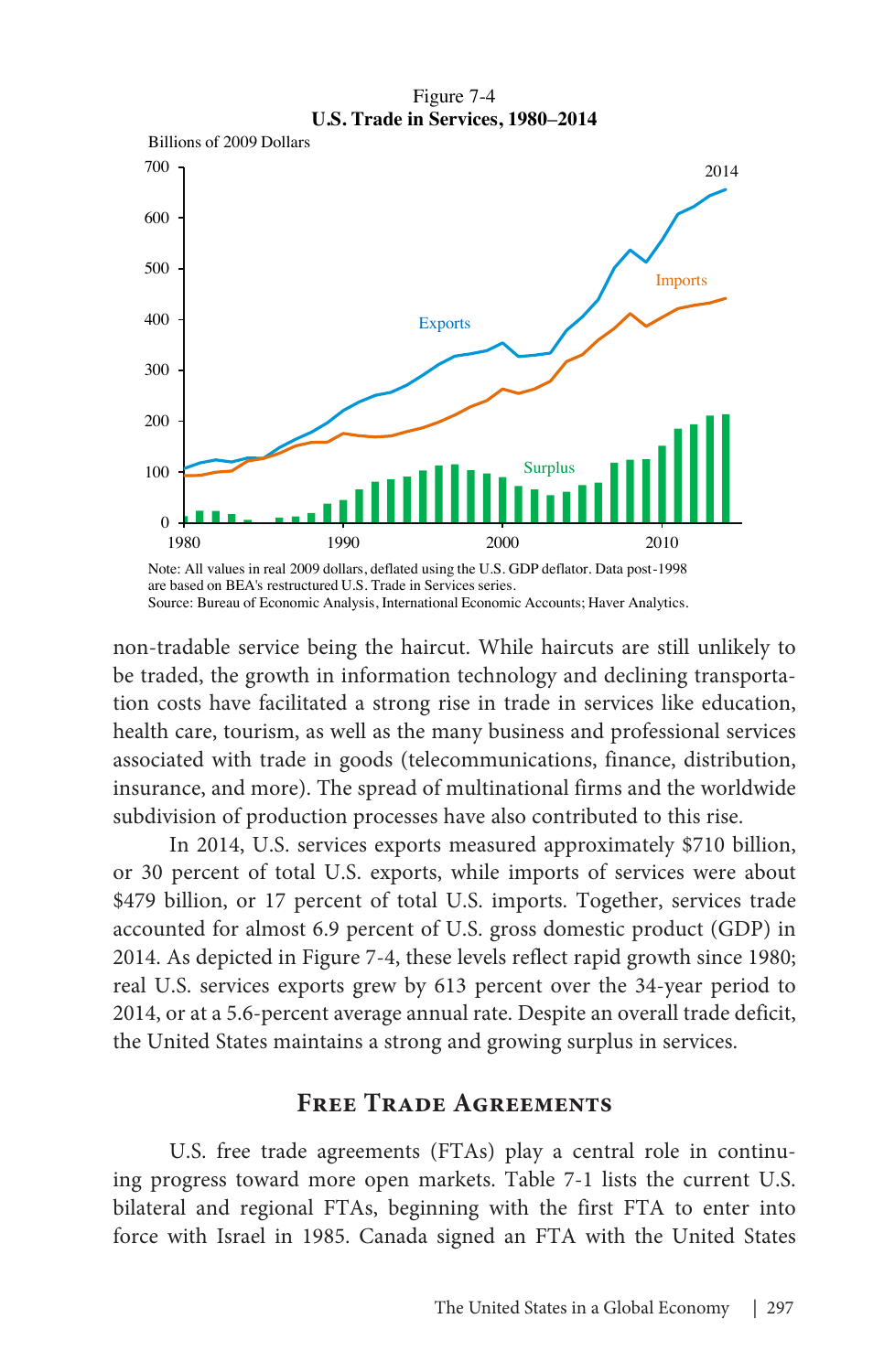Figure 7-4
**U.S. Trade in Services, 1980–2014**

Note: All values in real 2009 dollars, deflated using the U.S. GDP deflator. Data post-1998 are based on BEA's restructured U.S. Trade in Services series.
Source: Bureau of Economic Analysis, International Economic Accounts; Haver Analytics.

non-tradable service being the haircut. While haircuts are still unlikely to be traded, the growth in information technology and declining transportation costs have facilitated a strong rise in trade in services like education, health care, tourism, as well as the many business and professional services associated with trade in goods (telecommunications, finance, distribution, insurance, and more). The spread of multinational firms and the worldwide subdivision of production processes have also contributed to this rise.

In 2014, U.S. services exports measured approximately $710 billion, or 30 percent of total U.S. exports, while imports of services were about $479 billion, or 17 percent of total U.S. imports. Together, services trade accounted for almost 6.9 percent of U.S. gross domestic product (GDP) in 2014. As depicted in Figure 7-4, these levels reflect rapid growth since 1980; real U.S. services exports grew by 613 percent over the 34-year period to 2014, or at a 5.6-percent average annual rate. Despite an overall trade deficit, the United States maintains a strong and growing surplus in services.

## Free Trade Agreements

U.S. free trade agreements (FTAs) play a central role in continuing progress toward more open markets. Table 7-1 lists the current U.S. bilateral and regional FTAs, beginning with the first FTA to enter into force with Israel in 1985. Canada signed an FTA with the United States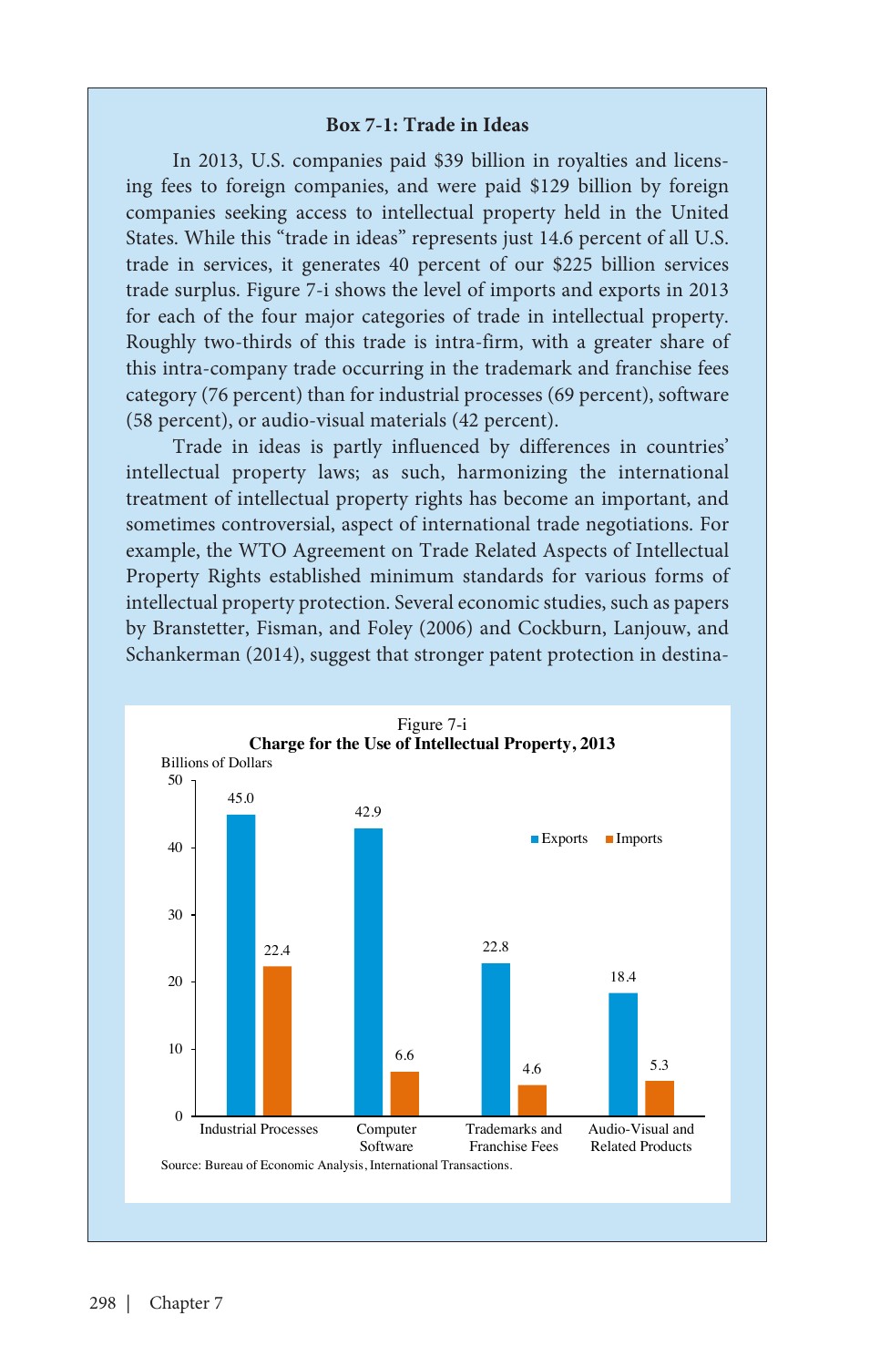### Box 7-1: Trade in Ideas

In 2013, U.S. companies paid $39 billion in royalties and licensing fees to foreign companies, and were paid $129 billion by foreign companies seeking access to intellectual property held in the United States. While this "trade in ideas" represents just 14.6 percent of all U.S. trade in services, it generates 40 percent of our $225 billion services trade surplus. Figure 7-i shows the level of imports and exports in 2013 for each of the four major categories of trade in intellectual property. Roughly two-thirds of this trade is intra-firm, with a greater share of this intra-company trade occurring in the trademark and franchise fees category (76 percent) than for industrial processes (69 percent), software (58 percent), or audio-visual materials (42 percent).

Trade in ideas is partly influenced by differences in countries' intellectual property laws; as such, harmonizing the international treatment of intellectual property rights has become an important, and sometimes controversial, aspect of international trade negotiations. For example, the WTO Agreement on Trade Related Aspects of Intellectual Property Rights established minimum standards for various forms of intellectual property protection. Several economic studies, such as papers by Branstetter, Fisman, and Foley (2006) and Cockburn, Lanjouw, and Schankerman (2014), suggest that stronger patent protection in destina-

Figure 7-i
**Charge for the Use of Intellectual Property, 2013**

Billions of Dollars

| Category | Exports | Imports |
|---|---|---|
| Industrial Processes | 45.0 | 22.4 |
| Computer Software | 42.9 | 6.6 |
| Trademarks and Franchise Fees | 22.8 | 4.6 |
| Audio-Visual and Related Products | 18.4 | 5.3 |

Source: Bureau of Economic Analysis, International Transactions.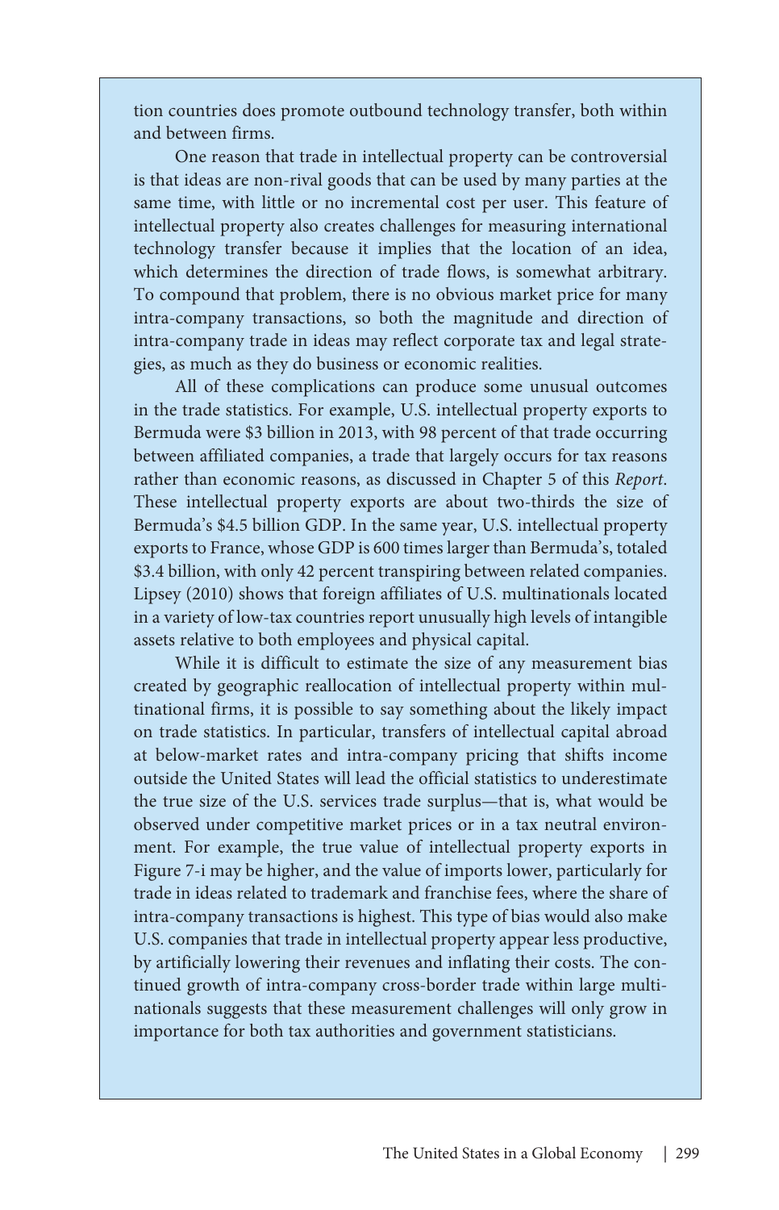tion countries does promote outbound technology transfer, both within and between firms.

One reason that trade in intellectual property can be controversial is that ideas are non-rival goods that can be used by many parties at the same time, with little or no incremental cost per user. This feature of intellectual property also creates challenges for measuring international technology transfer because it implies that the location of an idea, which determines the direction of trade flows, is somewhat arbitrary. To compound that problem, there is no obvious market price for many intra-company transactions, so both the magnitude and direction of intra-company trade in ideas may reflect corporate tax and legal strategies, as much as they do business or economic realities.

All of these complications can produce some unusual outcomes in the trade statistics. For example, U.S. intellectual property exports to Bermuda were $3 billion in 2013, with 98 percent of that trade occurring between affiliated companies, a trade that largely occurs for tax reasons rather than economic reasons, as discussed in Chapter 5 of this *Report*. These intellectual property exports are about two-thirds the size of Bermuda's $4.5 billion GDP. In the same year, U.S. intellectual property exports to France, whose GDP is 600 times larger than Bermuda's, totaled $3.4 billion, with only 42 percent transpiring between related companies. Lipsey (2010) shows that foreign affiliates of U.S. multinationals located in a variety of low-tax countries report unusually high levels of intangible assets relative to both employees and physical capital.

While it is difficult to estimate the size of any measurement bias created by geographic reallocation of intellectual property within multinational firms, it is possible to say something about the likely impact on trade statistics. In particular, transfers of intellectual capital abroad at below-market rates and intra-company pricing that shifts income outside the United States will lead the official statistics to underestimate the true size of the U.S. services trade surplus—that is, what would be observed under competitive market prices or in a tax neutral environment. For example, the true value of intellectual property exports in Figure 7-i may be higher, and the value of imports lower, particularly for trade in ideas related to trademark and franchise fees, where the share of intra-company transactions is highest. This type of bias would also make U.S. companies that trade in intellectual property appear less productive, by artificially lowering their revenues and inflating their costs. The continued growth of intra-company cross-border trade within large multinationals suggests that these measurement challenges will only grow in importance for both tax authorities and government statisticians.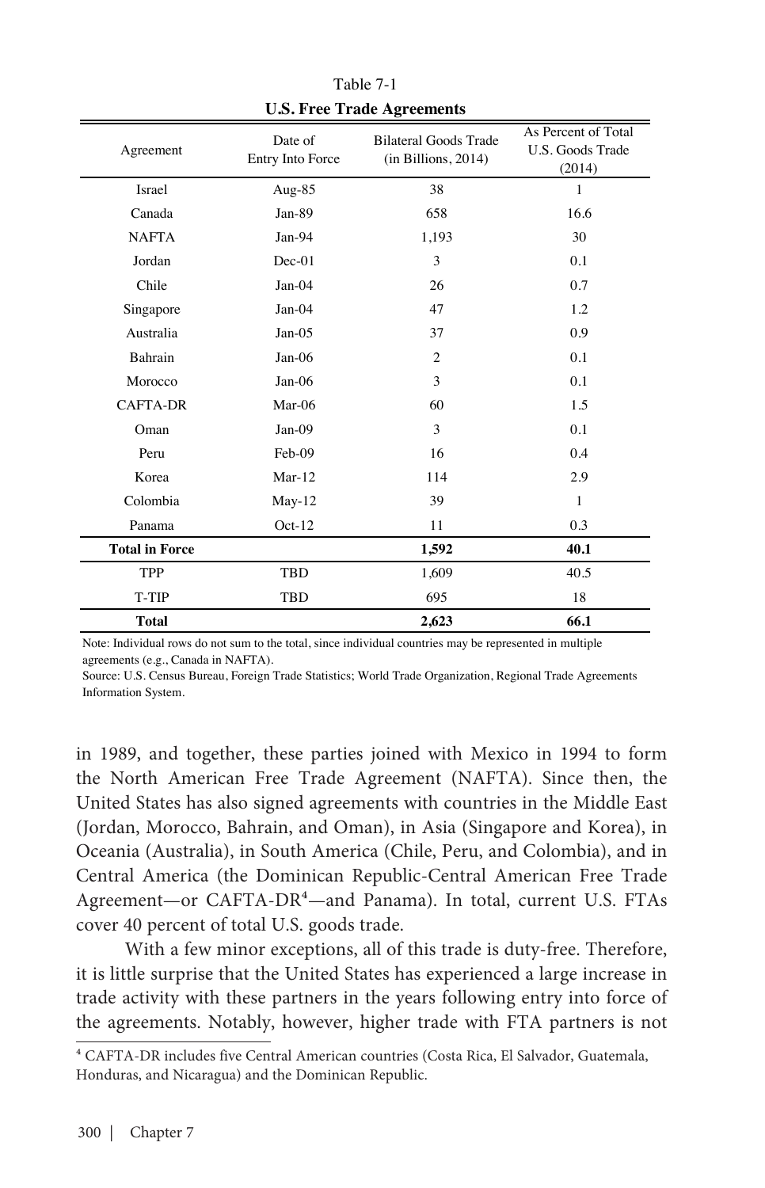Table 7-1

**U.S. Free Trade Agreements**

| Agreement | Date of Entry Into Force | Bilateral Goods Trade (in Billions, 2014) | As Percent of Total U.S. Goods Trade (2014) |
|---|---|---|---|
| Israel | Aug-85 | 38 | 1 |
| Canada | Jan-89 | 658 | 16.6 |
| NAFTA | Jan-94 | 1,193 | 30 |
| Jordan | Dec-01 | 3 | 0.1 |
| Chile | Jan-04 | 26 | 0.7 |
| Singapore | Jan-04 | 47 | 1.2 |
| Australia | Jan-05 | 37 | 0.9 |
| Bahrain | Jan-06 | 2 | 0.1 |
| Morocco | Jan-06 | 3 | 0.1 |
| CAFTA-DR | Mar-06 | 60 | 1.5 |
| Oman | Jan-09 | 3 | 0.1 |
| Peru | Feb-09 | 16 | 0.4 |
| Korea | Mar-12 | 114 | 2.9 |
| Colombia | May-12 | 39 | 1 |
| Panama | Oct-12 | 11 | 0.3 |
| **Total in Force** | | **1,592** | **40.1** |
| TPP | TBD | 1,609 | 40.5 |
| T-TIP | TBD | 695 | 18 |
| **Total** | | **2,623** | **66.1** |

Note: Individual rows do not sum to the total, since individual countries may be represented in multiple agreements (e.g., Canada in NAFTA).
Source: U.S. Census Bureau, Foreign Trade Statistics; World Trade Organization, Regional Trade Agreements Information System.

in 1989, and together, these parties joined with Mexico in 1994 to form the North American Free Trade Agreement (NAFTA). Since then, the United States has also signed agreements with countries in the Middle East (Jordan, Morocco, Bahrain, and Oman), in Asia (Singapore and Korea), in Oceania (Australia), in South America (Chile, Peru, and Colombia), and in Central America (the Dominican Republic-Central American Free Trade Agreement—or CAFTA-DR[4]—and Panama). In total, current U.S. FTAs cover 40 percent of total U.S. goods trade.

With a few minor exceptions, all of this trade is duty-free. Therefore, it is little surprise that the United States has experienced a large increase in trade activity with these partners in the years following entry into force of the agreements. Notably, however, higher trade with FTA partners is not

[4] CAFTA-DR includes five Central American countries (Costa Rica, El Salvador, Guatemala, Honduras, and Nicaragua) and the Dominican Republic.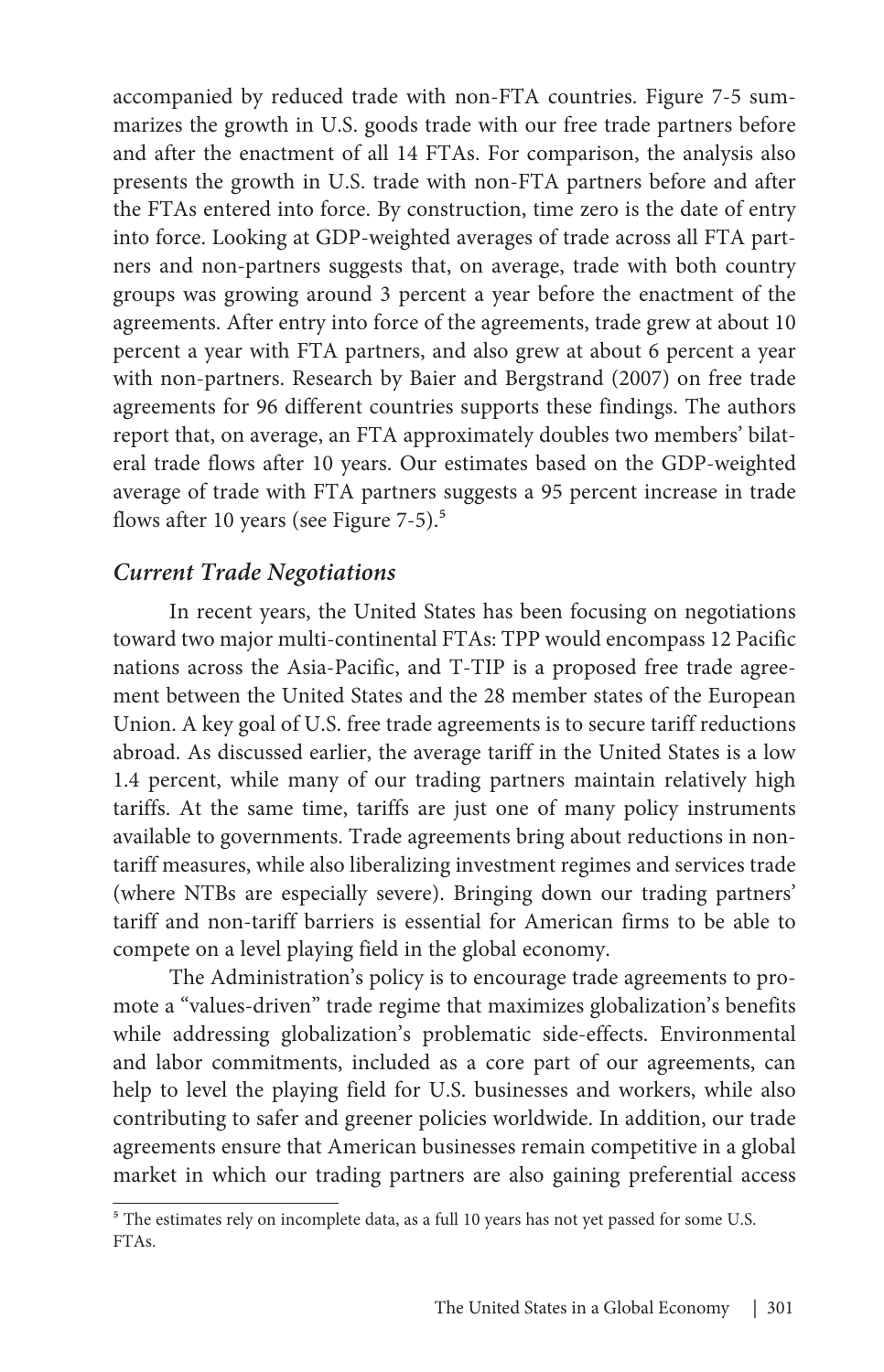accompanied by reduced trade with non-FTA countries. Figure 7-5 summarizes the growth in U.S. goods trade with our free trade partners before and after the enactment of all 14 FTAs. For comparison, the analysis also presents the growth in U.S. trade with non-FTA partners before and after the FTAs entered into force. By construction, time zero is the date of entry into force. Looking at GDP-weighted averages of trade across all FTA partners and non-partners suggests that, on average, trade with both country groups was growing around 3 percent a year before the enactment of the agreements. After entry into force of the agreements, trade grew at about 10 percent a year with FTA partners, and also grew at about 6 percent a year with non-partners. Research by Baier and Bergstrand (2007) on free trade agreements for 96 different countries supports these findings. The authors report that, on average, an FTA approximately doubles two members' bilateral trade flows after 10 years. Our estimates based on the GDP-weighted average of trade with FTA partners suggests a 95 percent increase in trade flows after 10 years (see Figure 7-5).[5]

### *Current Trade Negotiations*

In recent years, the United States has been focusing on negotiations toward two major multi-continental FTAs: TPP would encompass 12 Pacific nations across the Asia-Pacific, and T-TIP is a proposed free trade agreement between the United States and the 28 member states of the European Union. A key goal of U.S. free trade agreements is to secure tariff reductions abroad. As discussed earlier, the average tariff in the United States is a low 1.4 percent, while many of our trading partners maintain relatively high tariffs. At the same time, tariffs are just one of many policy instruments available to governments. Trade agreements bring about reductions in non-tariff measures, while also liberalizing investment regimes and services trade (where NTBs are especially severe). Bringing down our trading partners' tariff and non-tariff barriers is essential for American firms to be able to compete on a level playing field in the global economy.

The Administration's policy is to encourage trade agreements to promote a "values-driven" trade regime that maximizes globalization's benefits while addressing globalization's problematic side-effects. Environmental and labor commitments, included as a core part of our agreements, can help to level the playing field for U.S. businesses and workers, while also contributing to safer and greener policies worldwide. In addition, our trade agreements ensure that American businesses remain competitive in a global market in which our trading partners are also gaining preferential access

[5] The estimates rely on incomplete data, as a full 10 years has not yet passed for some U.S. FTAs.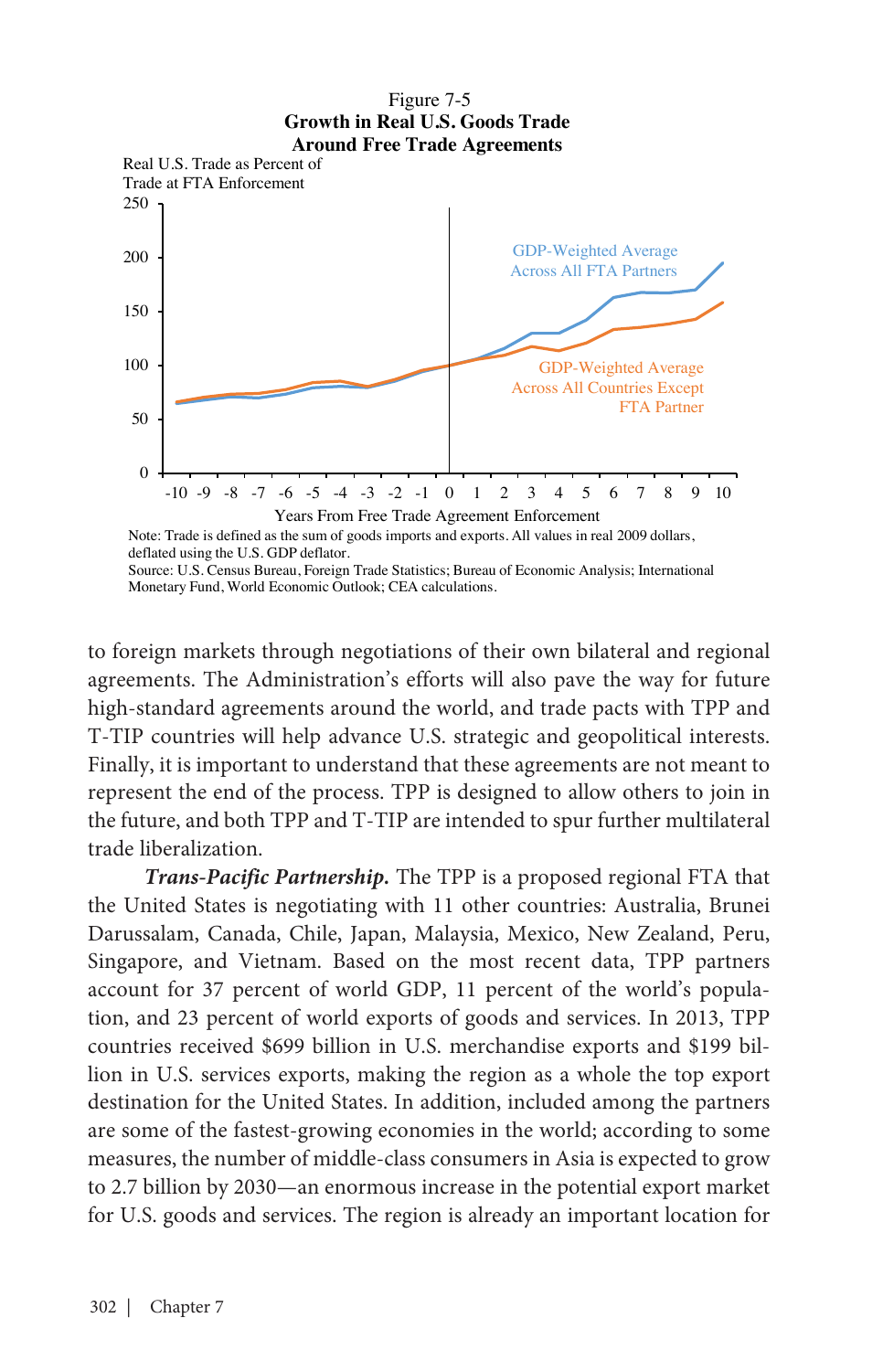Figure 7-5
**Growth in Real U.S. Goods Trade Around Free Trade Agreements**

Note: Trade is defined as the sum of goods imports and exports. All values in real 2009 dollars, deflated using the U.S. GDP deflator.
Source: U.S. Census Bureau, Foreign Trade Statistics; Bureau of Economic Analysis; International Monetary Fund, World Economic Outlook; CEA calculations.

to foreign markets through negotiations of their own bilateral and regional agreements. The Administration's efforts will also pave the way for future high-standard agreements around the world, and trade pacts with TPP and T-TIP countries will help advance U.S. strategic and geopolitical interests. Finally, it is important to understand that these agreements are not meant to represent the end of the process. TPP is designed to allow others to join in the future, and both TPP and T-TIP are intended to spur further multilateral trade liberalization.

***Trans-Pacific Partnership.*** The TPP is a proposed regional FTA that the United States is negotiating with 11 other countries: Australia, Brunei Darussalam, Canada, Chile, Japan, Malaysia, Mexico, New Zealand, Peru, Singapore, and Vietnam. Based on the most recent data, TPP partners account for 37 percent of world GDP, 11 percent of the world's population, and 23 percent of world exports of goods and services. In 2013, TPP countries received $699 billion in U.S. merchandise exports and $199 billion in U.S. services exports, making the region as a whole the top export destination for the United States. In addition, included among the partners are some of the fastest-growing economies in the world; according to some measures, the number of middle-class consumers in Asia is expected to grow to 2.7 billion by 2030—an enormous increase in the potential export market for U.S. goods and services. The region is already an important location for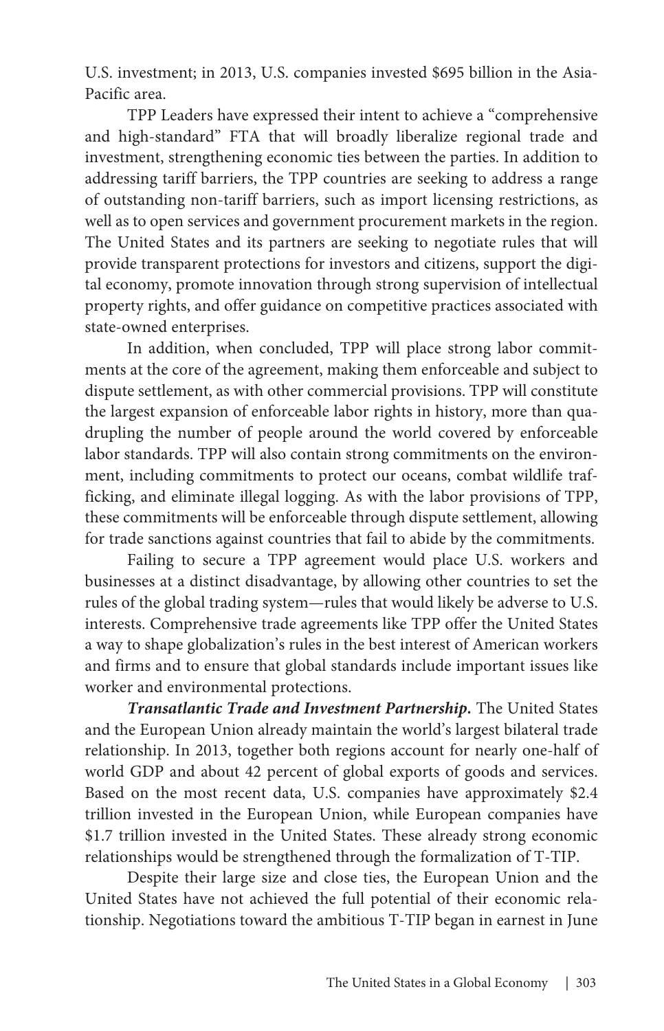U.S. investment; in 2013, U.S. companies invested $695 billion in the Asia-Pacific area.

TPP Leaders have expressed their intent to achieve a "comprehensive and high-standard" FTA that will broadly liberalize regional trade and investment, strengthening economic ties between the parties. In addition to addressing tariff barriers, the TPP countries are seeking to address a range of outstanding non-tariff barriers, such as import licensing restrictions, as well as to open services and government procurement markets in the region. The United States and its partners are seeking to negotiate rules that will provide transparent protections for investors and citizens, support the digital economy, promote innovation through strong supervision of intellectual property rights, and offer guidance on competitive practices associated with state-owned enterprises.

In addition, when concluded, TPP will place strong labor commitments at the core of the agreement, making them enforceable and subject to dispute settlement, as with other commercial provisions. TPP will constitute the largest expansion of enforceable labor rights in history, more than quadrupling the number of people around the world covered by enforceable labor standards. TPP will also contain strong commitments on the environment, including commitments to protect our oceans, combat wildlife trafficking, and eliminate illegal logging. As with the labor provisions of TPP, these commitments will be enforceable through dispute settlement, allowing for trade sanctions against countries that fail to abide by the commitments.

Failing to secure a TPP agreement would place U.S. workers and businesses at a distinct disadvantage, by allowing other countries to set the rules of the global trading system—rules that would likely be adverse to U.S. interests. Comprehensive trade agreements like TPP offer the United States a way to shape globalization's rules in the best interest of American workers and firms and to ensure that global standards include important issues like worker and environmental protections.

***Transatlantic Trade and Investment Partnership.*** The United States and the European Union already maintain the world's largest bilateral trade relationship. In 2013, together both regions account for nearly one-half of world GDP and about 42 percent of global exports of goods and services. Based on the most recent data, U.S. companies have approximately $2.4 trillion invested in the European Union, while European companies have $1.7 trillion invested in the United States. These already strong economic relationships would be strengthened through the formalization of T-TIP.

Despite their large size and close ties, the European Union and the United States have not achieved the full potential of their economic relationship. Negotiations toward the ambitious T-TIP began in earnest in June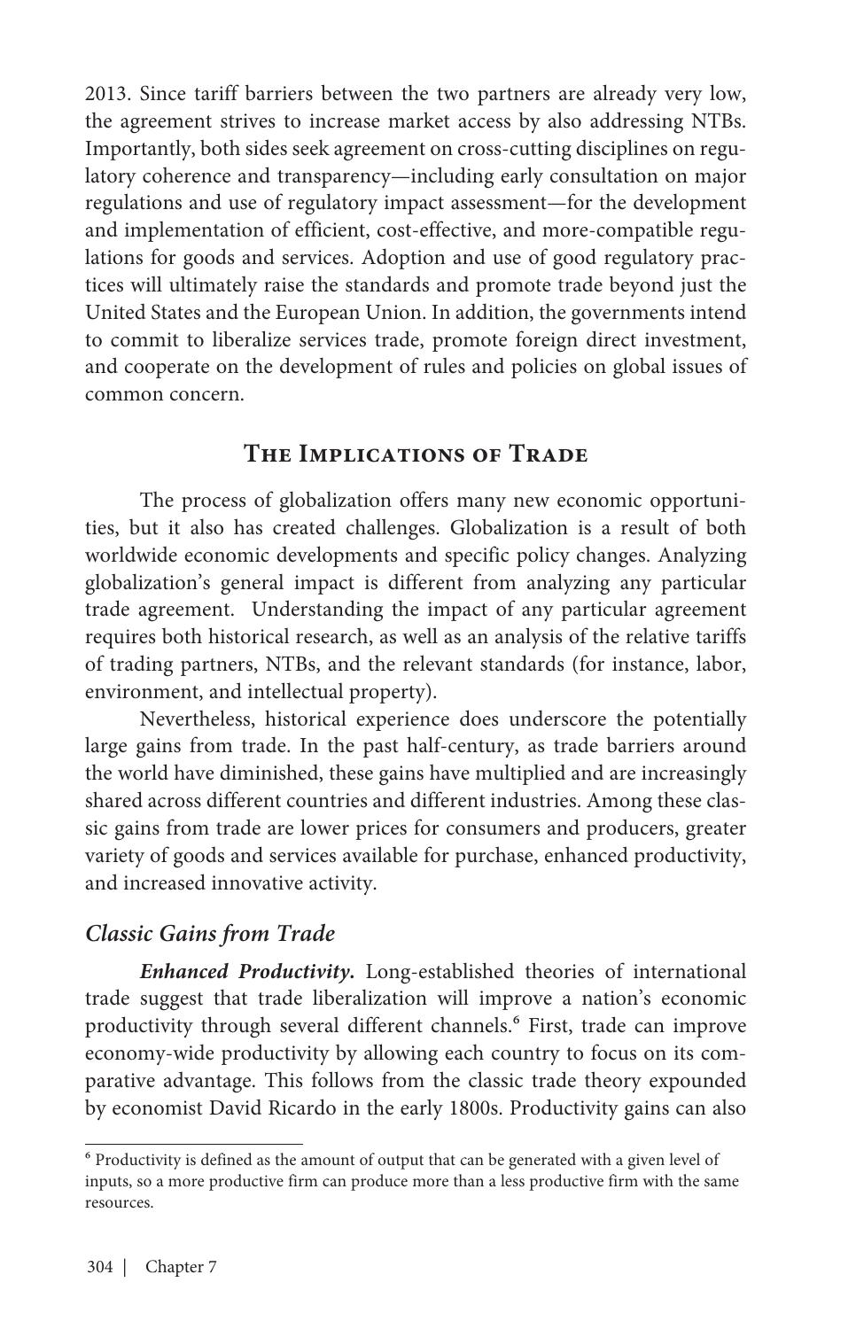2013. Since tariff barriers between the two partners are already very low, the agreement strives to increase market access by also addressing NTBs. Importantly, both sides seek agreement on cross-cutting disciplines on regulatory coherence and transparency—including early consultation on major regulations and use of regulatory impact assessment—for the development and implementation of efficient, cost-effective, and more-compatible regulations for goods and services. Adoption and use of good regulatory practices will ultimately raise the standards and promote trade beyond just the United States and the European Union. In addition, the governments intend to commit to liberalize services trade, promote foreign direct investment, and cooperate on the development of rules and policies on global issues of common concern.

## The Implications of Trade

The process of globalization offers many new economic opportunities, but it also has created challenges. Globalization is a result of both worldwide economic developments and specific policy changes. Analyzing globalization's general impact is different from analyzing any particular trade agreement. Understanding the impact of any particular agreement requires both historical research, as well as an analysis of the relative tariffs of trading partners, NTBs, and the relevant standards (for instance, labor, environment, and intellectual property).

Nevertheless, historical experience does underscore the potentially large gains from trade. In the past half-century, as trade barriers around the world have diminished, these gains have multiplied and are increasingly shared across different countries and different industries. Among these classic gains from trade are lower prices for consumers and producers, greater variety of goods and services available for purchase, enhanced productivity, and increased innovative activity.

### *Classic Gains from Trade*

***Enhanced Productivity.*** Long-established theories of international trade suggest that trade liberalization will improve a nation's economic productivity through several different channels.[6] First, trade can improve economy-wide productivity by allowing each country to focus on its comparative advantage. This follows from the classic trade theory expounded by economist David Ricardo in the early 1800s. Productivity gains can also

[6] Productivity is defined as the amount of output that can be generated with a given level of inputs, so a more productive firm can produce more than a less productive firm with the same resources.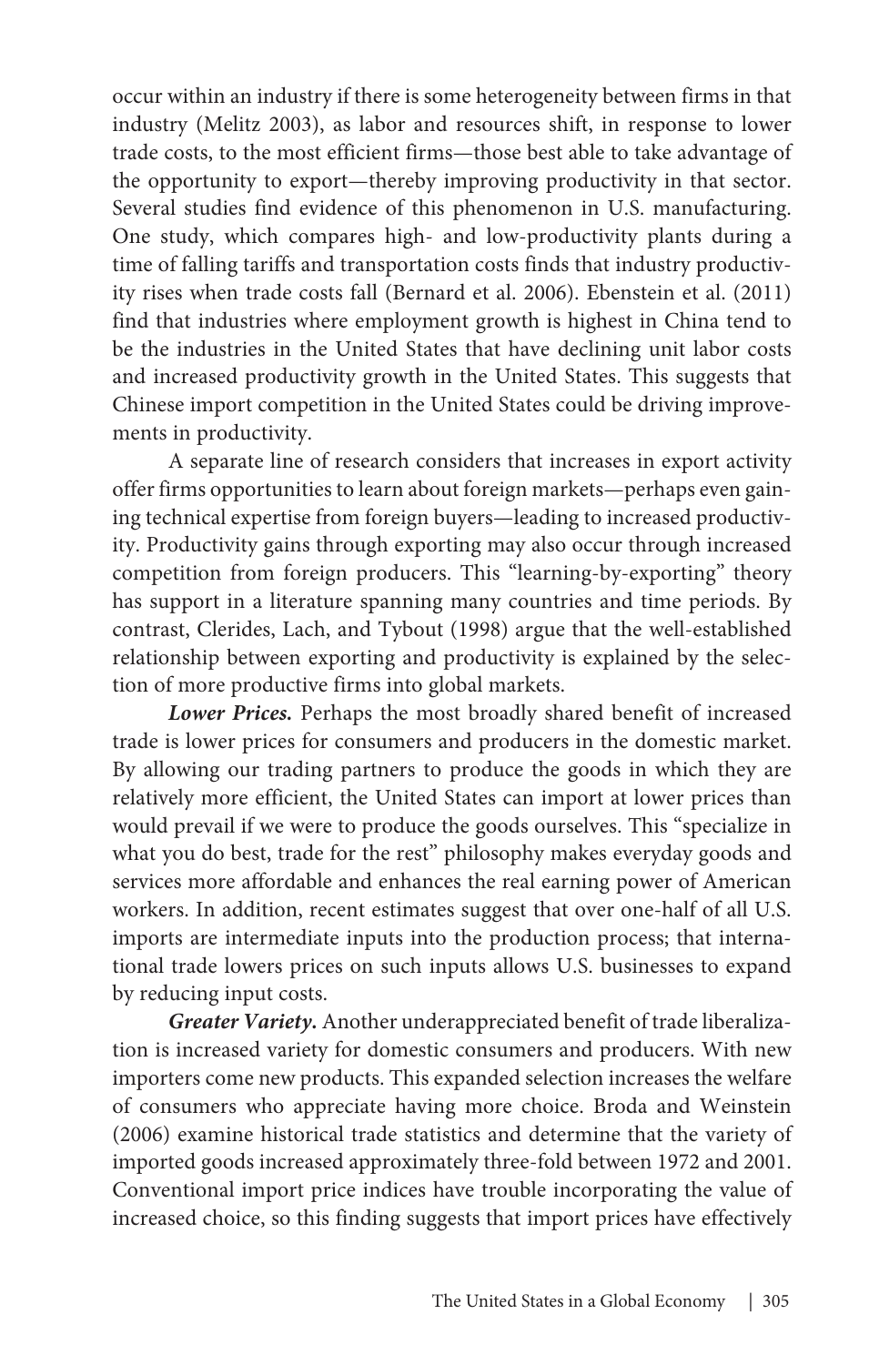occur within an industry if there is some heterogeneity between firms in that industry (Melitz 2003), as labor and resources shift, in response to lower trade costs, to the most efficient firms—those best able to take advantage of the opportunity to export—thereby improving productivity in that sector. Several studies find evidence of this phenomenon in U.S. manufacturing. One study, which compares high- and low-productivity plants during a time of falling tariffs and transportation costs finds that industry productivity rises when trade costs fall (Bernard et al. 2006). Ebenstein et al. (2011) find that industries where employment growth is highest in China tend to be the industries in the United States that have declining unit labor costs and increased productivity growth in the United States. This suggests that Chinese import competition in the United States could be driving improvements in productivity.

A separate line of research considers that increases in export activity offer firms opportunities to learn about foreign markets—perhaps even gaining technical expertise from foreign buyers—leading to increased productivity. Productivity gains through exporting may also occur through increased competition from foreign producers. This "learning-by-exporting" theory has support in a literature spanning many countries and time periods. By contrast, Clerides, Lach, and Tybout (1998) argue that the well-established relationship between exporting and productivity is explained by the selection of more productive firms into global markets.

***Lower Prices.*** Perhaps the most broadly shared benefit of increased trade is lower prices for consumers and producers in the domestic market. By allowing our trading partners to produce the goods in which they are relatively more efficient, the United States can import at lower prices than would prevail if we were to produce the goods ourselves. This "specialize in what you do best, trade for the rest" philosophy makes everyday goods and services more affordable and enhances the real earning power of American workers. In addition, recent estimates suggest that over one-half of all U.S. imports are intermediate inputs into the production process; that international trade lowers prices on such inputs allows U.S. businesses to expand by reducing input costs.

***Greater Variety.*** Another underappreciated benefit of trade liberalization is increased variety for domestic consumers and producers. With new importers come new products. This expanded selection increases the welfare of consumers who appreciate having more choice. Broda and Weinstein (2006) examine historical trade statistics and determine that the variety of imported goods increased approximately three-fold between 1972 and 2001. Conventional import price indices have trouble incorporating the value of increased choice, so this finding suggests that import prices have effectively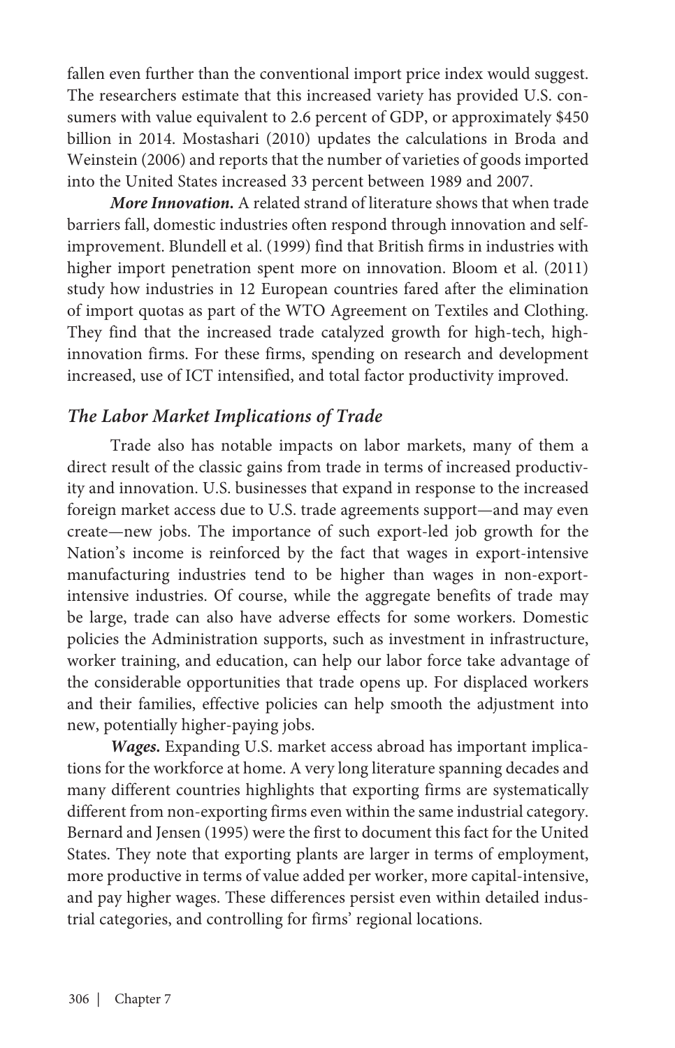fallen even further than the conventional import price index would suggest. The researchers estimate that this increased variety has provided U.S. consumers with value equivalent to 2.6 percent of GDP, or approximately $450 billion in 2014. Mostashari (2010) updates the calculations in Broda and Weinstein (2006) and reports that the number of varieties of goods imported into the United States increased 33 percent between 1989 and 2007.

***More Innovation.*** A related strand of literature shows that when trade barriers fall, domestic industries often respond through innovation and self-improvement. Blundell et al. (1999) find that British firms in industries with higher import penetration spent more on innovation. Bloom et al. (2011) study how industries in 12 European countries fared after the elimination of import quotas as part of the WTO Agreement on Textiles and Clothing. They find that the increased trade catalyzed growth for high-tech, high-innovation firms. For these firms, spending on research and development increased, use of ICT intensified, and total factor productivity improved.

### *The Labor Market Implications of Trade*

Trade also has notable impacts on labor markets, many of them a direct result of the classic gains from trade in terms of increased productivity and innovation. U.S. businesses that expand in response to the increased foreign market access due to U.S. trade agreements support—and may even create—new jobs. The importance of such export-led job growth for the Nation's income is reinforced by the fact that wages in export-intensive manufacturing industries tend to be higher than wages in non-export-intensive industries. Of course, while the aggregate benefits of trade may be large, trade can also have adverse effects for some workers. Domestic policies the Administration supports, such as investment in infrastructure, worker training, and education, can help our labor force take advantage of the considerable opportunities that trade opens up. For displaced workers and their families, effective policies can help smooth the adjustment into new, potentially higher-paying jobs.

***Wages.*** Expanding U.S. market access abroad has important implications for the workforce at home. A very long literature spanning decades and many different countries highlights that exporting firms are systematically different from non-exporting firms even within the same industrial category. Bernard and Jensen (1995) were the first to document this fact for the United States. They note that exporting plants are larger in terms of employment, more productive in terms of value added per worker, more capital-intensive, and pay higher wages. These differences persist even within detailed industrial categories, and controlling for firms' regional locations.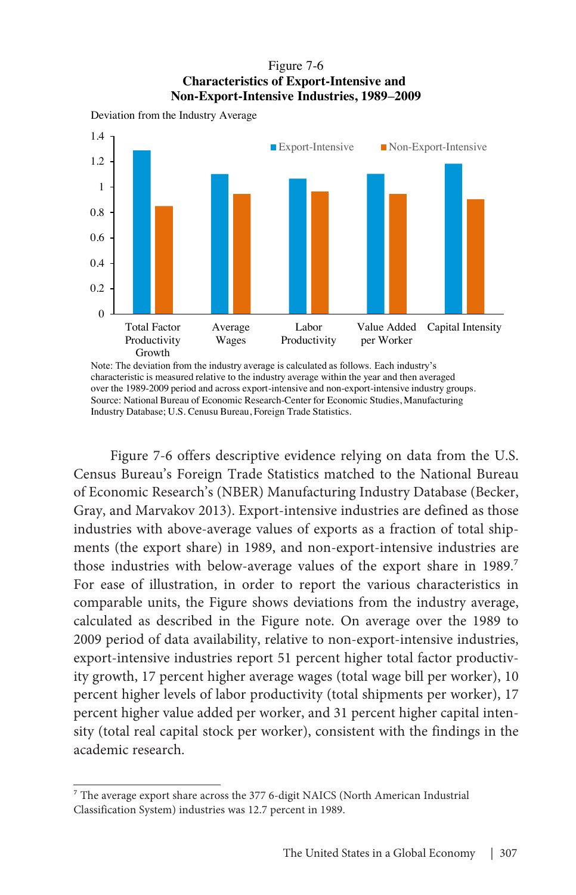Figure 7-6
**Characteristics of Export-Intensive and Non-Export-Intensive Industries, 1989–2009**

Deviation from the Industry Average

Note: The deviation from the industry average is calculated as follows. Each industry's characteristic is measured relative to the industry average within the year and then averaged over the 1989-2009 period and across export-intensive and non-export-intensive industry groups.
Source: National Bureau of Economic Research-Center for Economic Studies, Manufacturing Industry Database; U.S. Cenusu Bureau, Foreign Trade Statistics.

Figure 7-6 offers descriptive evidence relying on data from the U.S. Census Bureau's Foreign Trade Statistics matched to the National Bureau of Economic Research's (NBER) Manufacturing Industry Database (Becker, Gray, and Marvakov 2013). Export-intensive industries are defined as those industries with above-average values of exports as a fraction of total shipments (the export share) in 1989, and non-export-intensive industries are those industries with below-average values of the export share in 1989.[7] For ease of illustration, in order to report the various characteristics in comparable units, the Figure shows deviations from the industry average, calculated as described in the Figure note. On average over the 1989 to 2009 period of data availability, relative to non-export-intensive industries, export-intensive industries report 51 percent higher total factor productivity growth, 17 percent higher average wages (total wage bill per worker), 10 percent higher levels of labor productivity (total shipments per worker), 17 percent higher value added per worker, and 31 percent higher capital intensity (total real capital stock per worker), consistent with the findings in the academic research.

[7] The average export share across the 377 6-digit NAICS (North American Industrial Classification System) industries was 12.7 percent in 1989.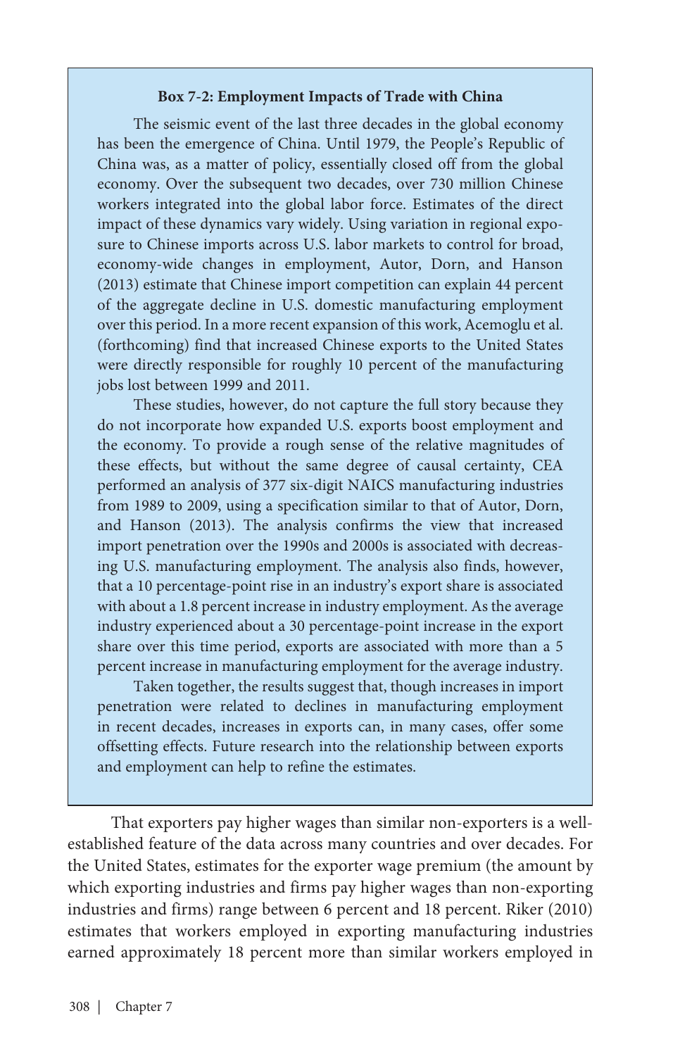### Box 7-2: Employment Impacts of Trade with China

The seismic event of the last three decades in the global economy has been the emergence of China. Until 1979, the People's Republic of China was, as a matter of policy, essentially closed off from the global economy. Over the subsequent two decades, over 730 million Chinese workers integrated into the global labor force. Estimates of the direct impact of these dynamics vary widely. Using variation in regional exposure to Chinese imports across U.S. labor markets to control for broad, economy-wide changes in employment, Autor, Dorn, and Hanson (2013) estimate that Chinese import competition can explain 44 percent of the aggregate decline in U.S. domestic manufacturing employment over this period. In a more recent expansion of this work, Acemoglu et al. (forthcoming) find that increased Chinese exports to the United States were directly responsible for roughly 10 percent of the manufacturing jobs lost between 1999 and 2011.

These studies, however, do not capture the full story because they do not incorporate how expanded U.S. exports boost employment and the economy. To provide a rough sense of the relative magnitudes of these effects, but without the same degree of causal certainty, CEA performed an analysis of 377 six-digit NAICS manufacturing industries from 1989 to 2009, using a specification similar to that of Autor, Dorn, and Hanson (2013). The analysis confirms the view that increased import penetration over the 1990s and 2000s is associated with decreasing U.S. manufacturing employment. The analysis also finds, however, that a 10 percentage-point rise in an industry's export share is associated with about a 1.8 percent increase in industry employment. As the average industry experienced about a 30 percentage-point increase in the export share over this time period, exports are associated with more than a 5 percent increase in manufacturing employment for the average industry.

Taken together, the results suggest that, though increases in import penetration were related to declines in manufacturing employment in recent decades, increases in exports can, in many cases, offer some offsetting effects. Future research into the relationship between exports and employment can help to refine the estimates.

That exporters pay higher wages than similar non-exporters is a well-established feature of the data across many countries and over decades. For the United States, estimates for the exporter wage premium (the amount by which exporting industries and firms pay higher wages than non-exporting industries and firms) range between 6 percent and 18 percent. Riker (2010) estimates that workers employed in exporting manufacturing industries earned approximately 18 percent more than similar workers employed in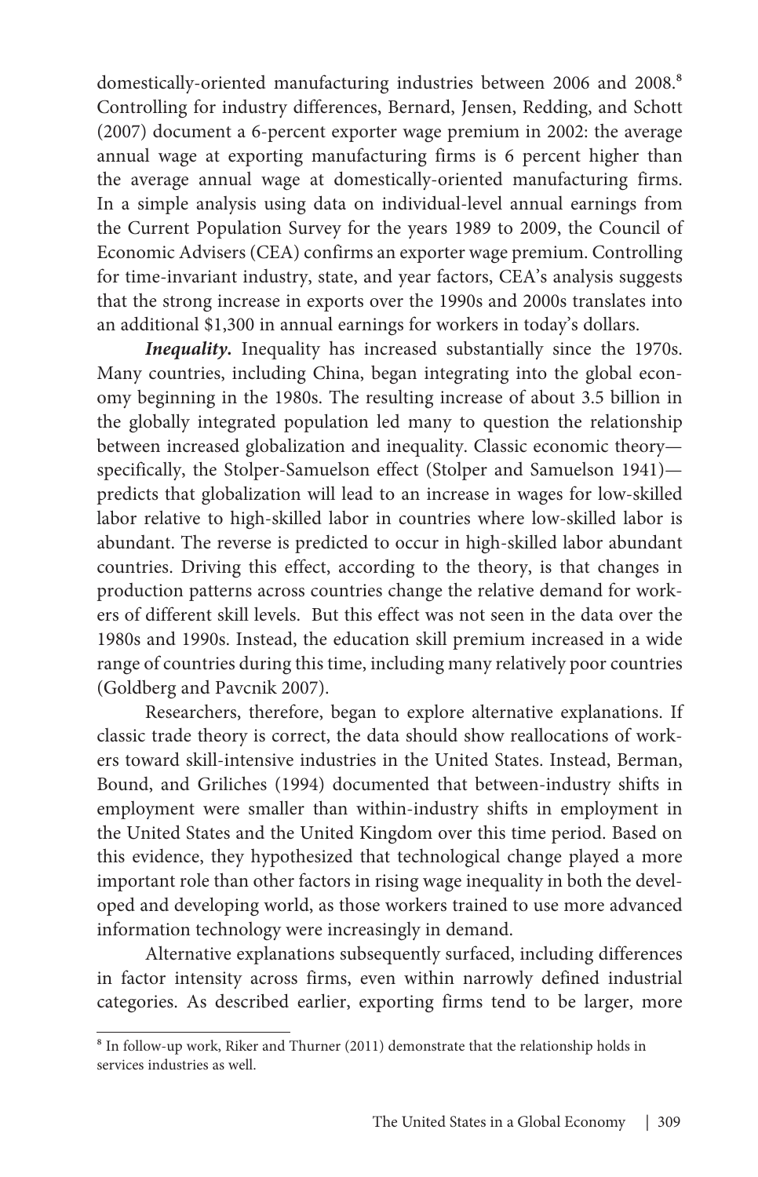domestically-oriented manufacturing industries between 2006 and 2008.[8] Controlling for industry differences, Bernard, Jensen, Redding, and Schott (2007) document a 6-percent exporter wage premium in 2002: the average annual wage at exporting manufacturing firms is 6 percent higher than the average annual wage at domestically-oriented manufacturing firms. In a simple analysis using data on individual-level annual earnings from the Current Population Survey for the years 1989 to 2009, the Council of Economic Advisers (CEA) confirms an exporter wage premium. Controlling for time-invariant industry, state, and year factors, CEA's analysis suggests that the strong increase in exports over the 1990s and 2000s translates into an additional $1,300 in annual earnings for workers in today's dollars.

***Inequality.*** Inequality has increased substantially since the 1970s. Many countries, including China, began integrating into the global economy beginning in the 1980s. The resulting increase of about 3.5 billion in the globally integrated population led many to question the relationship between increased globalization and inequality. Classic economic theory—specifically, the Stolper-Samuelson effect (Stolper and Samuelson 1941)—predicts that globalization will lead to an increase in wages for low-skilled labor relative to high-skilled labor in countries where low-skilled labor is abundant. The reverse is predicted to occur in high-skilled labor abundant countries. Driving this effect, according to the theory, is that changes in production patterns across countries change the relative demand for workers of different skill levels. But this effect was not seen in the data over the 1980s and 1990s. Instead, the education skill premium increased in a wide range of countries during this time, including many relatively poor countries (Goldberg and Pavcnik 2007).

Researchers, therefore, began to explore alternative explanations. If classic trade theory is correct, the data should show reallocations of workers toward skill-intensive industries in the United States. Instead, Berman, Bound, and Griliches (1994) documented that between-industry shifts in employment were smaller than within-industry shifts in employment in the United States and the United Kingdom over this time period. Based on this evidence, they hypothesized that technological change played a more important role than other factors in rising wage inequality in both the developed and developing world, as those workers trained to use more advanced information technology were increasingly in demand.

Alternative explanations subsequently surfaced, including differences in factor intensity across firms, even within narrowly defined industrial categories. As described earlier, exporting firms tend to be larger, more

---

[8] In follow-up work, Riker and Thurner (2011) demonstrate that the relationship holds in services industries as well.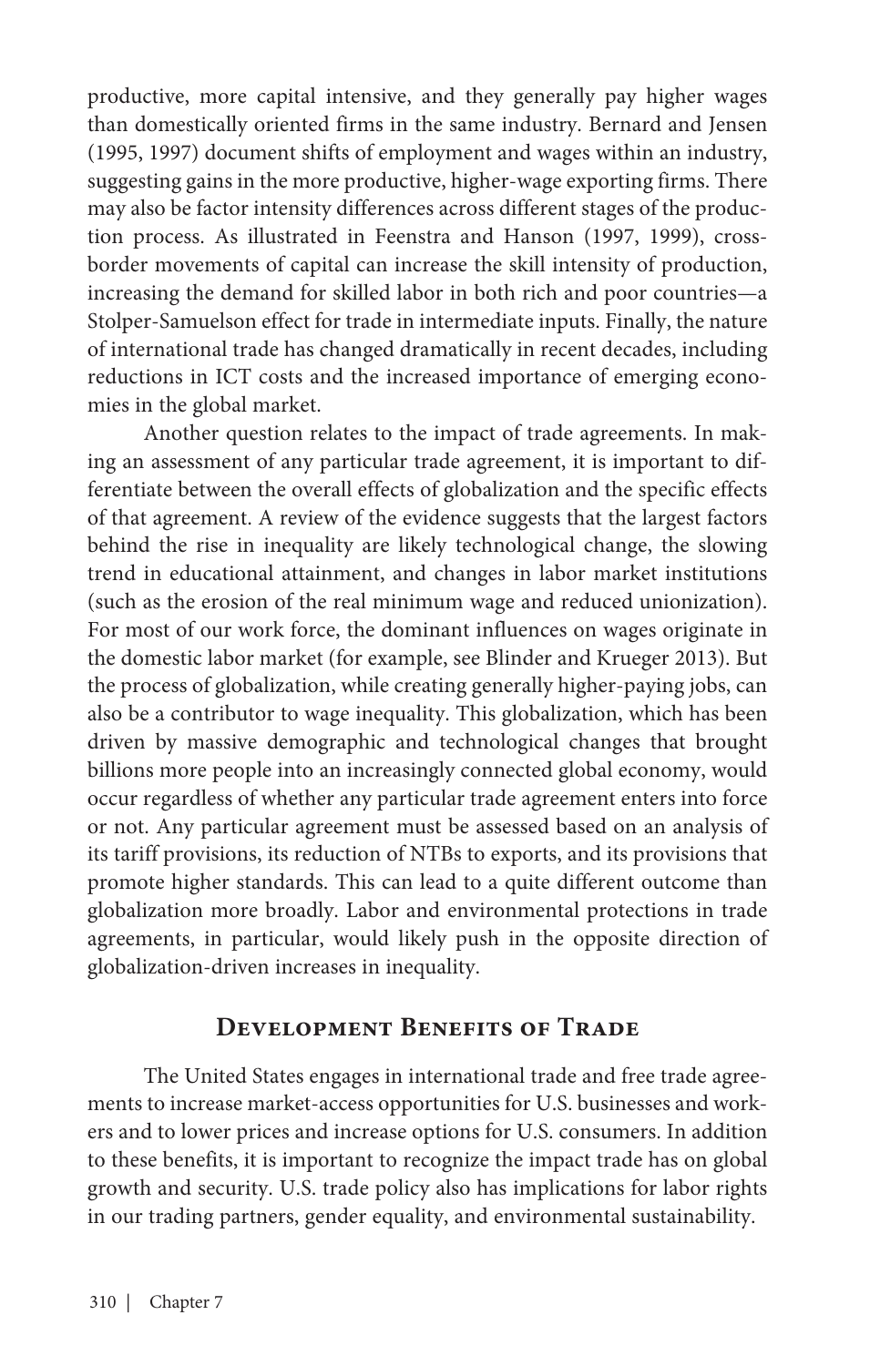productive, more capital intensive, and they generally pay higher wages than domestically oriented firms in the same industry. Bernard and Jensen (1995, 1997) document shifts of employment and wages within an industry, suggesting gains in the more productive, higher-wage exporting firms. There may also be factor intensity differences across different stages of the production process. As illustrated in Feenstra and Hanson (1997, 1999), cross-border movements of capital can increase the skill intensity of production, increasing the demand for skilled labor in both rich and poor countries—a Stolper-Samuelson effect for trade in intermediate inputs. Finally, the nature of international trade has changed dramatically in recent decades, including reductions in ICT costs and the increased importance of emerging economies in the global market.

Another question relates to the impact of trade agreements. In making an assessment of any particular trade agreement, it is important to differentiate between the overall effects of globalization and the specific effects of that agreement. A review of the evidence suggests that the largest factors behind the rise in inequality are likely technological change, the slowing trend in educational attainment, and changes in labor market institutions (such as the erosion of the real minimum wage and reduced unionization). For most of our work force, the dominant influences on wages originate in the domestic labor market (for example, see Blinder and Krueger 2013). But the process of globalization, while creating generally higher-paying jobs, can also be a contributor to wage inequality. This globalization, which has been driven by massive demographic and technological changes that brought billions more people into an increasingly connected global economy, would occur regardless of whether any particular trade agreement enters into force or not. Any particular agreement must be assessed based on an analysis of its tariff provisions, its reduction of NTBs to exports, and its provisions that promote higher standards. This can lead to a quite different outcome than globalization more broadly. Labor and environmental protections in trade agreements, in particular, would likely push in the opposite direction of globalization-driven increases in inequality.

## Development Benefits of Trade

The United States engages in international trade and free trade agreements to increase market-access opportunities for U.S. businesses and workers and to lower prices and increase options for U.S. consumers. In addition to these benefits, it is important to recognize the impact trade has on global growth and security. U.S. trade policy also has implications for labor rights in our trading partners, gender equality, and environmental sustainability.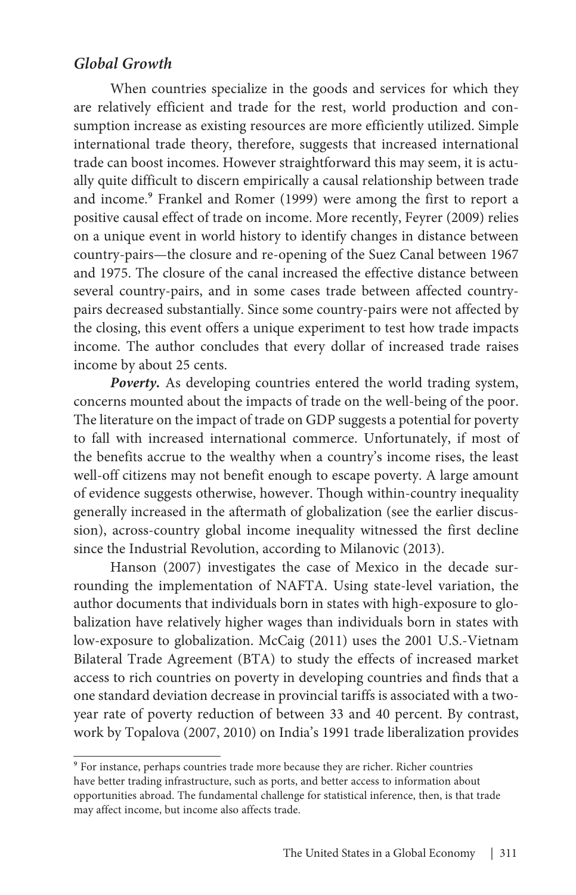### *Global Growth*

When countries specialize in the goods and services for which they are relatively efficient and trade for the rest, world production and consumption increase as existing resources are more efficiently utilized. Simple international trade theory, therefore, suggests that increased international trade can boost incomes. However straightforward this may seem, it is actually quite difficult to discern empirically a causal relationship between trade and income.[9] Frankel and Romer (1999) were among the first to report a positive causal effect of trade on income. More recently, Feyrer (2009) relies on a unique event in world history to identify changes in distance between country-pairs—the closure and re-opening of the Suez Canal between 1967 and 1975. The closure of the canal increased the effective distance between several country-pairs, and in some cases trade between affected country-pairs decreased substantially. Since some country-pairs were not affected by the closing, this event offers a unique experiment to test how trade impacts income. The author concludes that every dollar of increased trade raises income by about 25 cents.

***Poverty.*** As developing countries entered the world trading system, concerns mounted about the impacts of trade on the well-being of the poor. The literature on the impact of trade on GDP suggests a potential for poverty to fall with increased international commerce. Unfortunately, if most of the benefits accrue to the wealthy when a country's income rises, the least well-off citizens may not benefit enough to escape poverty. A large amount of evidence suggests otherwise, however. Though within-country inequality generally increased in the aftermath of globalization (see the earlier discussion), across-country global income inequality witnessed the first decline since the Industrial Revolution, according to Milanovic (2013).

Hanson (2007) investigates the case of Mexico in the decade surrounding the implementation of NAFTA. Using state-level variation, the author documents that individuals born in states with high-exposure to globalization have relatively higher wages than individuals born in states with low-exposure to globalization. McCaig (2011) uses the 2001 U.S.-Vietnam Bilateral Trade Agreement (BTA) to study the effects of increased market access to rich countries on poverty in developing countries and finds that a one standard deviation decrease in provincial tariffs is associated with a two-year rate of poverty reduction of between 33 and 40 percent. By contrast, work by Topalova (2007, 2010) on India's 1991 trade liberalization provides

[9] For instance, perhaps countries trade more because they are richer. Richer countries have better trading infrastructure, such as ports, and better access to information about opportunities abroad. The fundamental challenge for statistical inference, then, is that trade may affect income, but income also affects trade.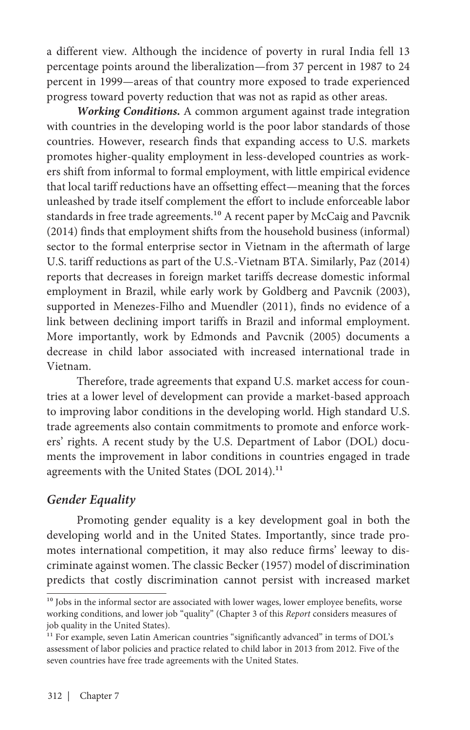a different view. Although the incidence of poverty in rural India fell 13 percentage points around the liberalization—from 37 percent in 1987 to 24 percent in 1999—areas of that country more exposed to trade experienced progress toward poverty reduction that was not as rapid as other areas.

***Working Conditions.*** A common argument against trade integration with countries in the developing world is the poor labor standards of those countries. However, research finds that expanding access to U.S. markets promotes higher-quality employment in less-developed countries as workers shift from informal to formal employment, with little empirical evidence that local tariff reductions have an offsetting effect—meaning that the forces unleashed by trade itself complement the effort to include enforceable labor standards in free trade agreements.[10] A recent paper by McCaig and Pavcnik (2014) finds that employment shifts from the household business (informal) sector to the formal enterprise sector in Vietnam in the aftermath of large U.S. tariff reductions as part of the U.S.-Vietnam BTA. Similarly, Paz (2014) reports that decreases in foreign market tariffs decrease domestic informal employment in Brazil, while early work by Goldberg and Pavcnik (2003), supported in Menezes-Filho and Muendler (2011), finds no evidence of a link between declining import tariffs in Brazil and informal employment. More importantly, work by Edmonds and Pavcnik (2005) documents a decrease in child labor associated with increased international trade in Vietnam.

Therefore, trade agreements that expand U.S. market access for countries at a lower level of development can provide a market-based approach to improving labor conditions in the developing world. High standard U.S. trade agreements also contain commitments to promote and enforce workers' rights. A recent study by the U.S. Department of Labor (DOL) documents the improvement in labor conditions in countries engaged in trade agreements with the United States (DOL 2014).[11]

### *Gender Equality*

Promoting gender equality is a key development goal in both the developing world and in the United States. Importantly, since trade promotes international competition, it may also reduce firms' leeway to discriminate against women. The classic Becker (1957) model of discrimination predicts that costly discrimination cannot persist with increased market

[10] Jobs in the informal sector are associated with lower wages, lower employee benefits, worse working conditions, and lower job "quality" (Chapter 3 of this *Report* considers measures of job quality in the United States).

[11] For example, seven Latin American countries "significantly advanced" in terms of DOL's assessment of labor policies and practice related to child labor in 2013 from 2012. Five of the seven countries have free trade agreements with the United States.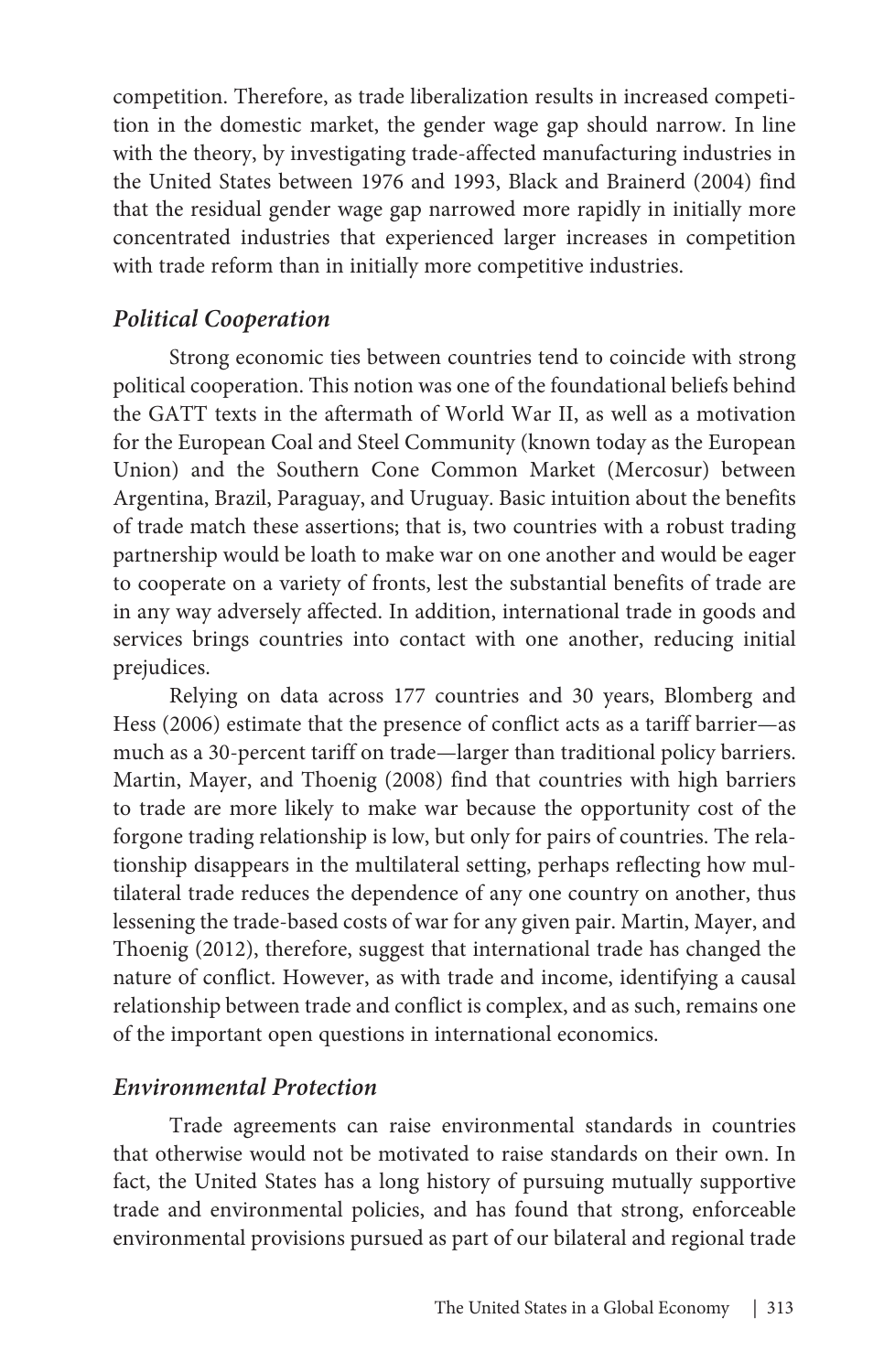competition. Therefore, as trade liberalization results in increased competition in the domestic market, the gender wage gap should narrow. In line with the theory, by investigating trade-affected manufacturing industries in the United States between 1976 and 1993, Black and Brainerd (2004) find that the residual gender wage gap narrowed more rapidly in initially more concentrated industries that experienced larger increases in competition with trade reform than in initially more competitive industries.

### *Political Cooperation*

Strong economic ties between countries tend to coincide with strong political cooperation. This notion was one of the foundational beliefs behind the GATT texts in the aftermath of World War II, as well as a motivation for the European Coal and Steel Community (known today as the European Union) and the Southern Cone Common Market (Mercosur) between Argentina, Brazil, Paraguay, and Uruguay. Basic intuition about the benefits of trade match these assertions; that is, two countries with a robust trading partnership would be loath to make war on one another and would be eager to cooperate on a variety of fronts, lest the substantial benefits of trade are in any way adversely affected. In addition, international trade in goods and services brings countries into contact with one another, reducing initial prejudices.

Relying on data across 177 countries and 30 years, Blomberg and Hess (2006) estimate that the presence of conflict acts as a tariff barrier—as much as a 30-percent tariff on trade—larger than traditional policy barriers. Martin, Mayer, and Thoenig (2008) find that countries with high barriers to trade are more likely to make war because the opportunity cost of the forgone trading relationship is low, but only for pairs of countries. The relationship disappears in the multilateral setting, perhaps reflecting how multilateral trade reduces the dependence of any one country on another, thus lessening the trade-based costs of war for any given pair. Martin, Mayer, and Thoenig (2012), therefore, suggest that international trade has changed the nature of conflict. However, as with trade and income, identifying a causal relationship between trade and conflict is complex, and as such, remains one of the important open questions in international economics.

### *Environmental Protection*

Trade agreements can raise environmental standards in countries that otherwise would not be motivated to raise standards on their own. In fact, the United States has a long history of pursuing mutually supportive trade and environmental policies, and has found that strong, enforceable environmental provisions pursued as part of our bilateral and regional trade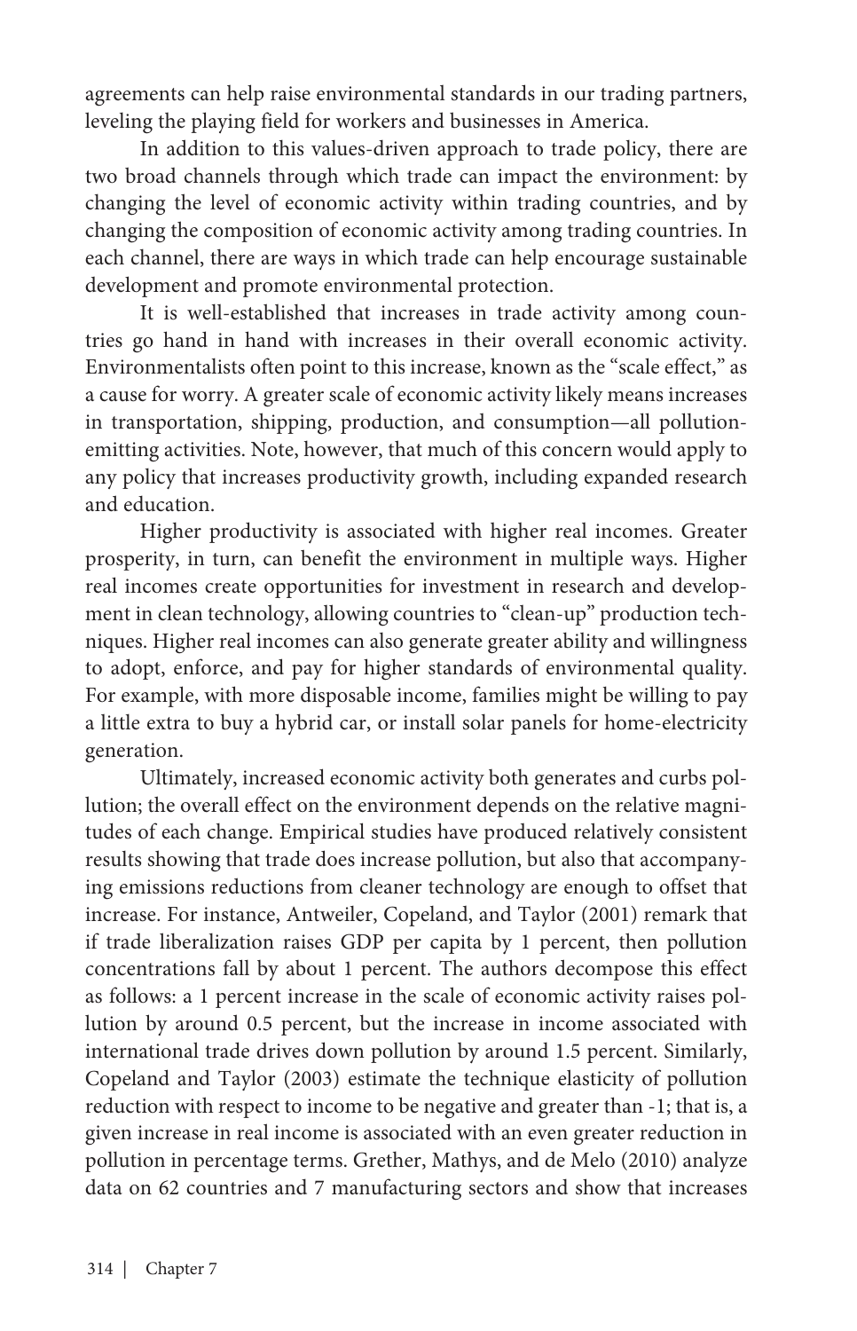agreements can help raise environmental standards in our trading partners, leveling the playing field for workers and businesses in America.

In addition to this values-driven approach to trade policy, there are two broad channels through which trade can impact the environment: by changing the level of economic activity within trading countries, and by changing the composition of economic activity among trading countries. In each channel, there are ways in which trade can help encourage sustainable development and promote environmental protection.

It is well-established that increases in trade activity among countries go hand in hand with increases in their overall economic activity. Environmentalists often point to this increase, known as the "scale effect," as a cause for worry. A greater scale of economic activity likely means increases in transportation, shipping, production, and consumption—all pollution-emitting activities. Note, however, that much of this concern would apply to any policy that increases productivity growth, including expanded research and education.

Higher productivity is associated with higher real incomes. Greater prosperity, in turn, can benefit the environment in multiple ways. Higher real incomes create opportunities for investment in research and development in clean technology, allowing countries to "clean-up" production techniques. Higher real incomes can also generate greater ability and willingness to adopt, enforce, and pay for higher standards of environmental quality. For example, with more disposable income, families might be willing to pay a little extra to buy a hybrid car, or install solar panels for home-electricity generation.

Ultimately, increased economic activity both generates and curbs pollution; the overall effect on the environment depends on the relative magnitudes of each change. Empirical studies have produced relatively consistent results showing that trade does increase pollution, but also that accompanying emissions reductions from cleaner technology are enough to offset that increase. For instance, Antweiler, Copeland, and Taylor (2001) remark that if trade liberalization raises GDP per capita by 1 percent, then pollution concentrations fall by about 1 percent. The authors decompose this effect as follows: a 1 percent increase in the scale of economic activity raises pollution by around 0.5 percent, but the increase in income associated with international trade drives down pollution by around 1.5 percent. Similarly, Copeland and Taylor (2003) estimate the technique elasticity of pollution reduction with respect to income to be negative and greater than -1; that is, a given increase in real income is associated with an even greater reduction in pollution in percentage terms. Grether, Mathys, and de Melo (2010) analyze data on 62 countries and 7 manufacturing sectors and show that increases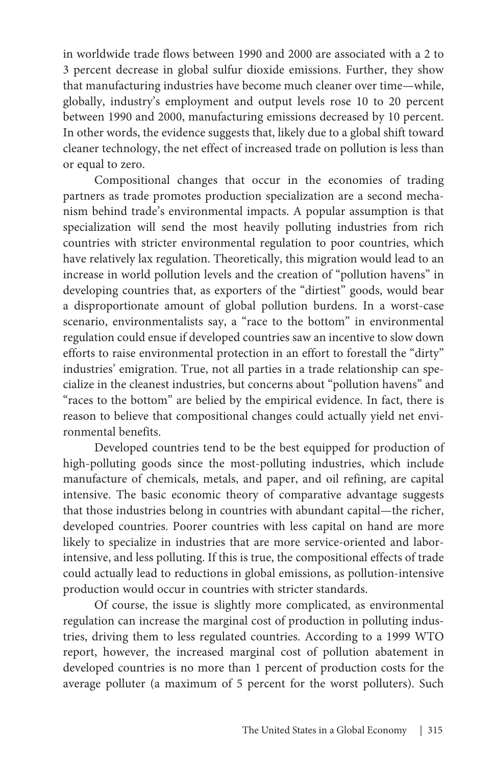in worldwide trade flows between 1990 and 2000 are associated with a 2 to 3 percent decrease in global sulfur dioxide emissions. Further, they show that manufacturing industries have become much cleaner over time—while, globally, industry's employment and output levels rose 10 to 20 percent between 1990 and 2000, manufacturing emissions decreased by 10 percent. In other words, the evidence suggests that, likely due to a global shift toward cleaner technology, the net effect of increased trade on pollution is less than or equal to zero.

Compositional changes that occur in the economies of trading partners as trade promotes production specialization are a second mechanism behind trade's environmental impacts. A popular assumption is that specialization will send the most heavily polluting industries from rich countries with stricter environmental regulation to poor countries, which have relatively lax regulation. Theoretically, this migration would lead to an increase in world pollution levels and the creation of "pollution havens" in developing countries that, as exporters of the "dirtiest" goods, would bear a disproportionate amount of global pollution burdens. In a worst-case scenario, environmentalists say, a "race to the bottom" in environmental regulation could ensue if developed countries saw an incentive to slow down efforts to raise environmental protection in an effort to forestall the "dirty" industries' emigration. True, not all parties in a trade relationship can specialize in the cleanest industries, but concerns about "pollution havens" and "races to the bottom" are belied by the empirical evidence. In fact, there is reason to believe that compositional changes could actually yield net environmental benefits.

Developed countries tend to be the best equipped for production of high-polluting goods since the most-polluting industries, which include manufacture of chemicals, metals, and paper, and oil refining, are capital intensive. The basic economic theory of comparative advantage suggests that those industries belong in countries with abundant capital—the richer, developed countries. Poorer countries with less capital on hand are more likely to specialize in industries that are more service-oriented and labor-intensive, and less polluting. If this is true, the compositional effects of trade could actually lead to reductions in global emissions, as pollution-intensive production would occur in countries with stricter standards.

Of course, the issue is slightly more complicated, as environmental regulation can increase the marginal cost of production in polluting industries, driving them to less regulated countries. According to a 1999 WTO report, however, the increased marginal cost of pollution abatement in developed countries is no more than 1 percent of production costs for the average polluter (a maximum of 5 percent for the worst polluters). Such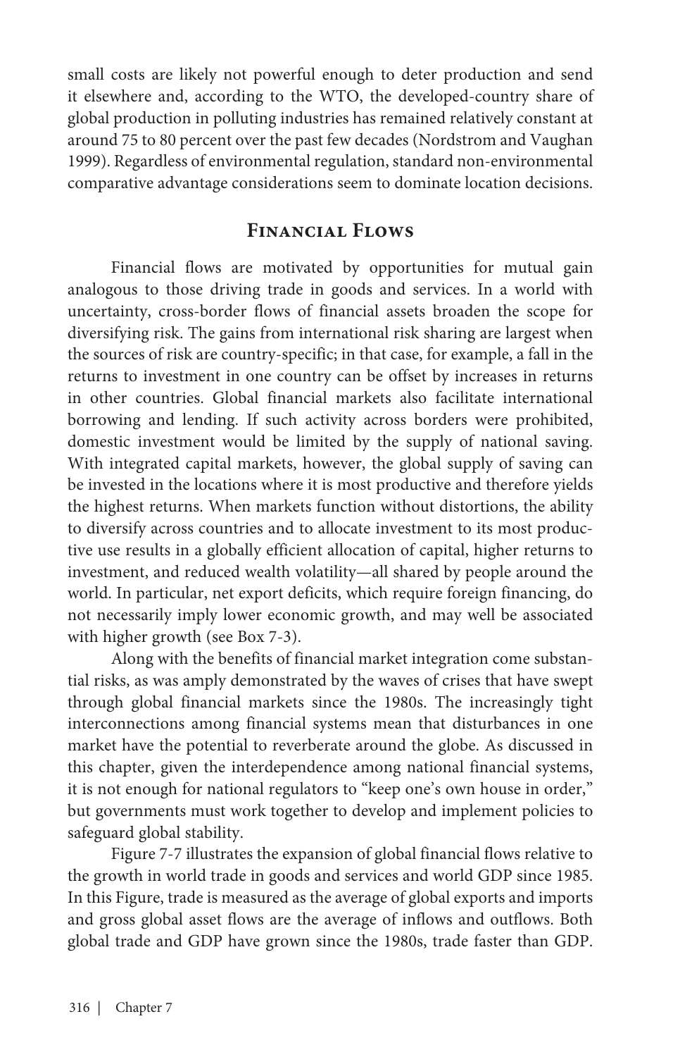small costs are likely not powerful enough to deter production and send it elsewhere and, according to the WTO, the developed-country share of global production in polluting industries has remained relatively constant at around 75 to 80 percent over the past few decades (Nordstrom and Vaughan 1999). Regardless of environmental regulation, standard non-environmental comparative advantage considerations seem to dominate location decisions.

## Financial Flows

Financial flows are motivated by opportunities for mutual gain analogous to those driving trade in goods and services. In a world with uncertainty, cross-border flows of financial assets broaden the scope for diversifying risk. The gains from international risk sharing are largest when the sources of risk are country-specific; in that case, for example, a fall in the returns to investment in one country can be offset by increases in returns in other countries. Global financial markets also facilitate international borrowing and lending. If such activity across borders were prohibited, domestic investment would be limited by the supply of national saving. With integrated capital markets, however, the global supply of saving can be invested in the locations where it is most productive and therefore yields the highest returns. When markets function without distortions, the ability to diversify across countries and to allocate investment to its most productive use results in a globally efficient allocation of capital, higher returns to investment, and reduced wealth volatility—all shared by people around the world. In particular, net export deficits, which require foreign financing, do not necessarily imply lower economic growth, and may well be associated with higher growth (see Box 7-3).

Along with the benefits of financial market integration come substantial risks, as was amply demonstrated by the waves of crises that have swept through global financial markets since the 1980s. The increasingly tight interconnections among financial systems mean that disturbances in one market have the potential to reverberate around the globe. As discussed in this chapter, given the interdependence among national financial systems, it is not enough for national regulators to "keep one's own house in order," but governments must work together to develop and implement policies to safeguard global stability.

Figure 7-7 illustrates the expansion of global financial flows relative to the growth in world trade in goods and services and world GDP since 1985. In this Figure, trade is measured as the average of global exports and imports and gross global asset flows are the average of inflows and outflows. Both global trade and GDP have grown since the 1980s, trade faster than GDP.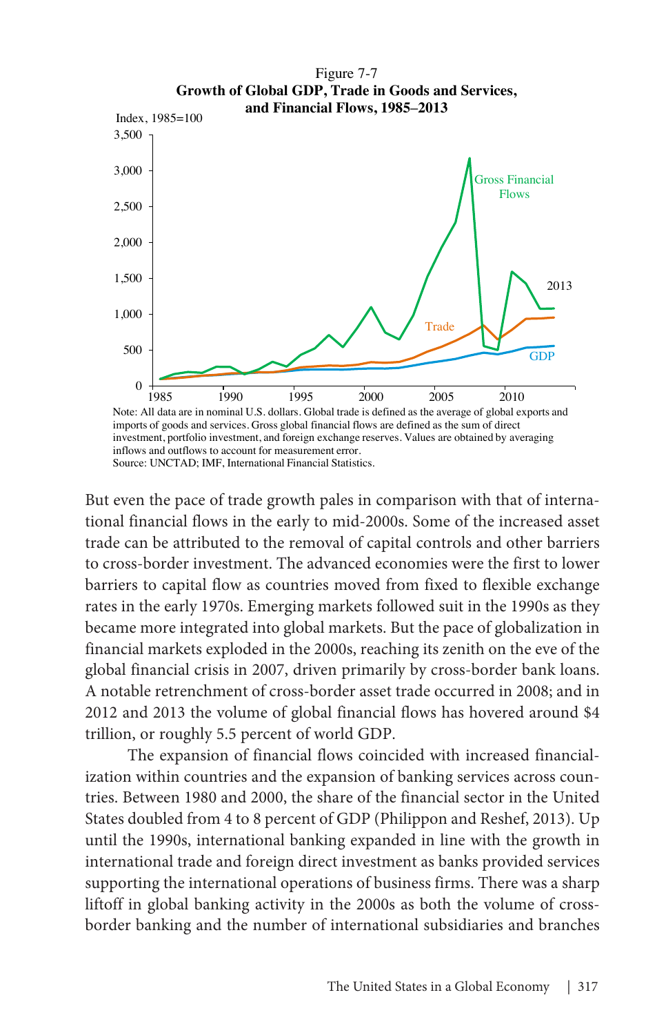Figure 7-7
**Growth of Global GDP, Trade in Goods and Services, and Financial Flows, 1985–2013**

Note: All data are in nominal U.S. dollars. Global trade is defined as the average of global exports and imports of goods and services. Gross global financial flows are defined as the sum of direct investment, portfolio investment, and foreign exchange reserves. Values are obtained by averaging inflows and outflows to account for measurement error.
Source: UNCTAD; IMF, International Financial Statistics.

But even the pace of trade growth pales in comparison with that of international financial flows in the early to mid-2000s. Some of the increased asset trade can be attributed to the removal of capital controls and other barriers to cross-border investment. The advanced economies were the first to lower barriers to capital flow as countries moved from fixed to flexible exchange rates in the early 1970s. Emerging markets followed suit in the 1990s as they became more integrated into global markets. But the pace of globalization in financial markets exploded in the 2000s, reaching its zenith on the eve of the global financial crisis in 2007, driven primarily by cross-border bank loans. A notable retrenchment of cross-border asset trade occurred in 2008; and in 2012 and 2013 the volume of global financial flows has hovered around $4 trillion, or roughly 5.5 percent of world GDP.

The expansion of financial flows coincided with increased financialization within countries and the expansion of banking services across countries. Between 1980 and 2000, the share of the financial sector in the United States doubled from 4 to 8 percent of GDP (Philippon and Reshef, 2013). Up until the 1990s, international banking expanded in line with the growth in international trade and foreign direct investment as banks provided services supporting the international operations of business firms. There was a sharp liftoff in global banking activity in the 2000s as both the volume of cross-border banking and the number of international subsidiaries and branches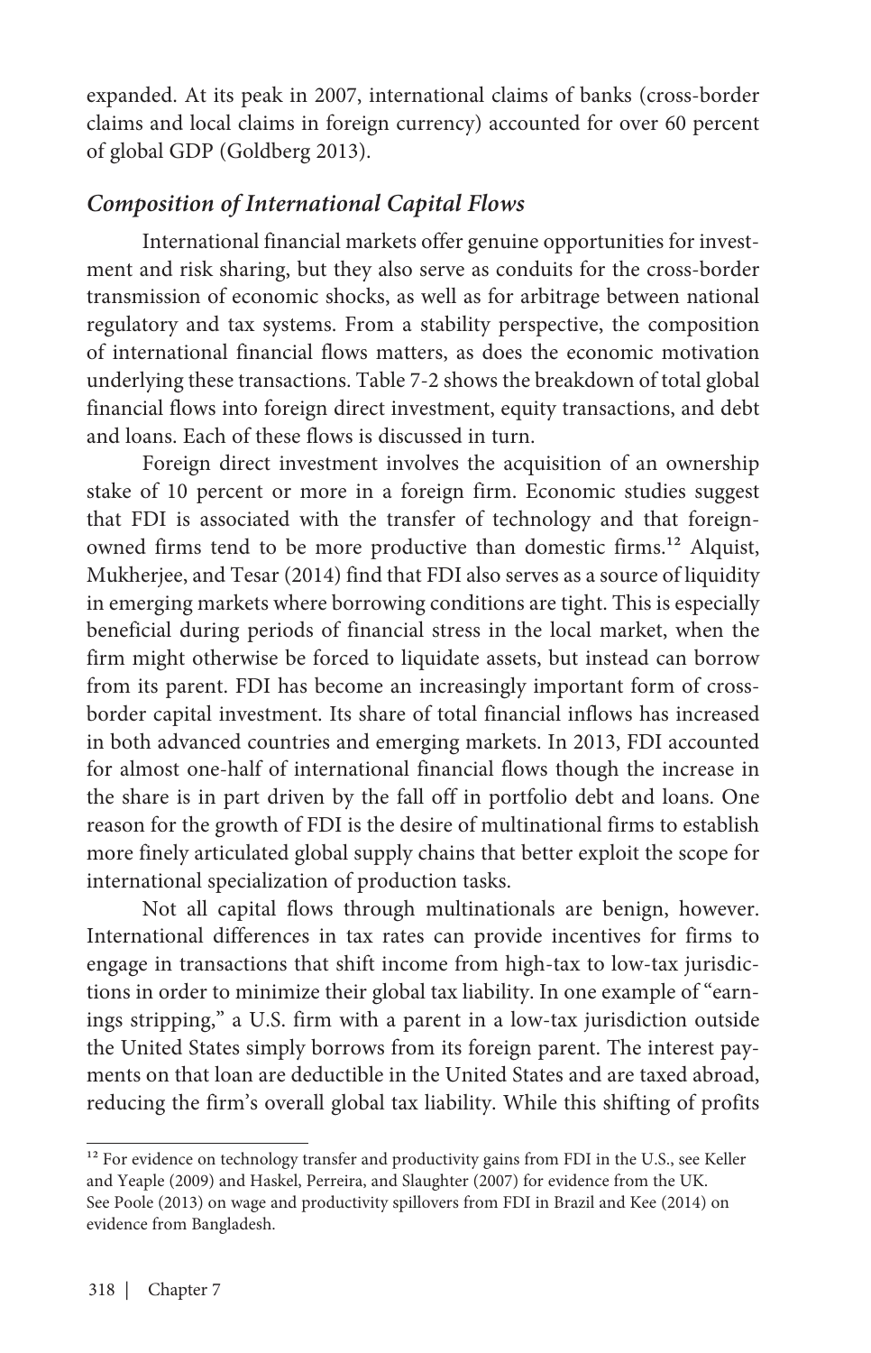expanded. At its peak in 2007, international claims of banks (cross-border claims and local claims in foreign currency) accounted for over 60 percent of global GDP (Goldberg 2013).

### *Composition of International Capital Flows*

International financial markets offer genuine opportunities for investment and risk sharing, but they also serve as conduits for the cross-border transmission of economic shocks, as well as for arbitrage between national regulatory and tax systems. From a stability perspective, the composition of international financial flows matters, as does the economic motivation underlying these transactions. Table 7-2 shows the breakdown of total global financial flows into foreign direct investment, equity transactions, and debt and loans. Each of these flows is discussed in turn.

Foreign direct investment involves the acquisition of an ownership stake of 10 percent or more in a foreign firm. Economic studies suggest that FDI is associated with the transfer of technology and that foreign-owned firms tend to be more productive than domestic firms.[12] Alquist, Mukherjee, and Tesar (2014) find that FDI also serves as a source of liquidity in emerging markets where borrowing conditions are tight. This is especially beneficial during periods of financial stress in the local market, when the firm might otherwise be forced to liquidate assets, but instead can borrow from its parent. FDI has become an increasingly important form of cross-border capital investment. Its share of total financial inflows has increased in both advanced countries and emerging markets. In 2013, FDI accounted for almost one-half of international financial flows though the increase in the share is in part driven by the fall off in portfolio debt and loans. One reason for the growth of FDI is the desire of multinational firms to establish more finely articulated global supply chains that better exploit the scope for international specialization of production tasks.

Not all capital flows through multinationals are benign, however. International differences in tax rates can provide incentives for firms to engage in transactions that shift income from high-tax to low-tax jurisdictions in order to minimize their global tax liability. In one example of "earnings stripping," a U.S. firm with a parent in a low-tax jurisdiction outside the United States simply borrows from its foreign parent. The interest payments on that loan are deductible in the United States and are taxed abroad, reducing the firm's overall global tax liability. While this shifting of profits

---

[12] For evidence on technology transfer and productivity gains from FDI in the U.S., see Keller and Yeaple (2009) and Haskel, Perreira, and Slaughter (2007) for evidence from the UK. See Poole (2013) on wage and productivity spillovers from FDI in Brazil and Kee (2014) on evidence from Bangladesh.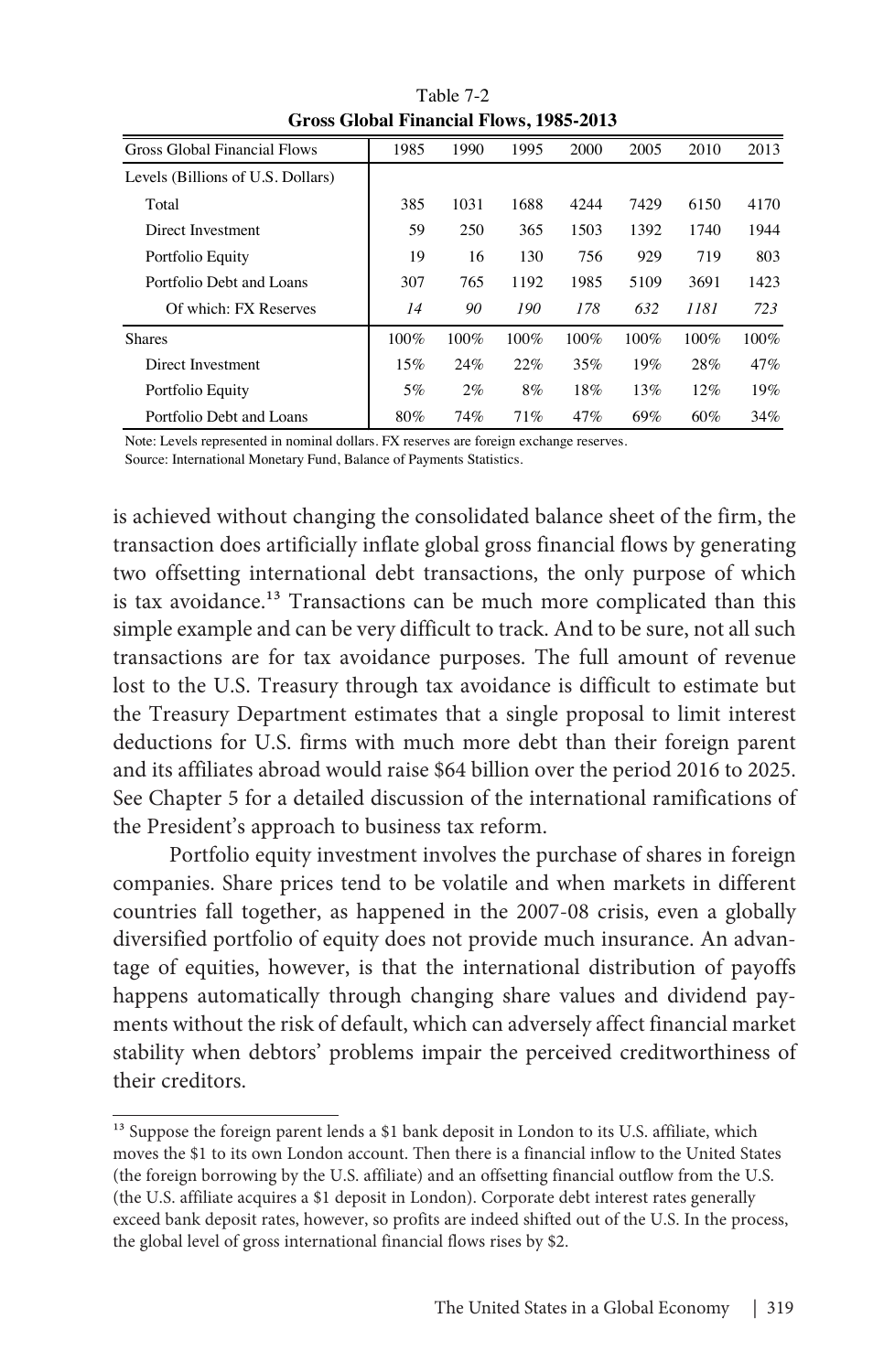Table 7-2
**Gross Global Financial Flows, 1985-2013**

| Gross Global Financial Flows | 1985 | 1990 | 1995 | 2000 | 2005 | 2010 | 2013 |
|---|---|---|---|---|---|---|---|
| Levels (Billions of U.S. Dollars) | | | | | | | |
| Total | 385 | 1031 | 1688 | 4244 | 7429 | 6150 | 4170 |
| Direct Investment | 59 | 250 | 365 | 1503 | 1392 | 1740 | 1944 |
| Portfolio Equity | 19 | 16 | 130 | 756 | 929 | 719 | 803 |
| Portfolio Debt and Loans | 307 | 765 | 1192 | 1985 | 5109 | 3691 | 1423 |
| Of which: FX Reserves | *14* | *90* | *190* | *178* | *632* | *1181* | *723* |
| Shares | 100% | 100% | 100% | 100% | 100% | 100% | 100% |
| Direct Investment | 15% | 24% | 22% | 35% | 19% | 28% | 47% |
| Portfolio Equity | 5% | 2% | 8% | 18% | 13% | 12% | 19% |
| Portfolio Debt and Loans | 80% | 74% | 71% | 47% | 69% | 60% | 34% |

Note: Levels represented in nominal dollars. FX reserves are foreign exchange reserves.
Source: International Monetary Fund, Balance of Payments Statistics.

is achieved without changing the consolidated balance sheet of the firm, the transaction does artificially inflate global gross financial flows by generating two offsetting international debt transactions, the only purpose of which is tax avoidance.[13] Transactions can be much more complicated than this simple example and can be very difficult to track. And to be sure, not all such transactions are for tax avoidance purposes. The full amount of revenue lost to the U.S. Treasury through tax avoidance is difficult to estimate but the Treasury Department estimates that a single proposal to limit interest deductions for U.S. firms with much more debt than their foreign parent and its affiliates abroad would raise $64 billion over the period 2016 to 2025. See Chapter 5 for a detailed discussion of the international ramifications of the President's approach to business tax reform.

Portfolio equity investment involves the purchase of shares in foreign companies. Share prices tend to be volatile and when markets in different countries fall together, as happened in the 2007-08 crisis, even a globally diversified portfolio of equity does not provide much insurance. An advantage of equities, however, is that the international distribution of payoffs happens automatically through changing share values and dividend payments without the risk of default, which can adversely affect financial market stability when debtors' problems impair the perceived creditworthiness of their creditors.

[13] Suppose the foreign parent lends a $1 bank deposit in London to its U.S. affiliate, which moves the $1 to its own London account. Then there is a financial inflow to the United States (the foreign borrowing by the U.S. affiliate) and an offsetting financial outflow from the U.S. (the U.S. affiliate acquires a $1 deposit in London). Corporate debt interest rates generally exceed bank deposit rates, however, so profits are indeed shifted out of the U.S. In the process, the global level of gross international financial flows rises by $2.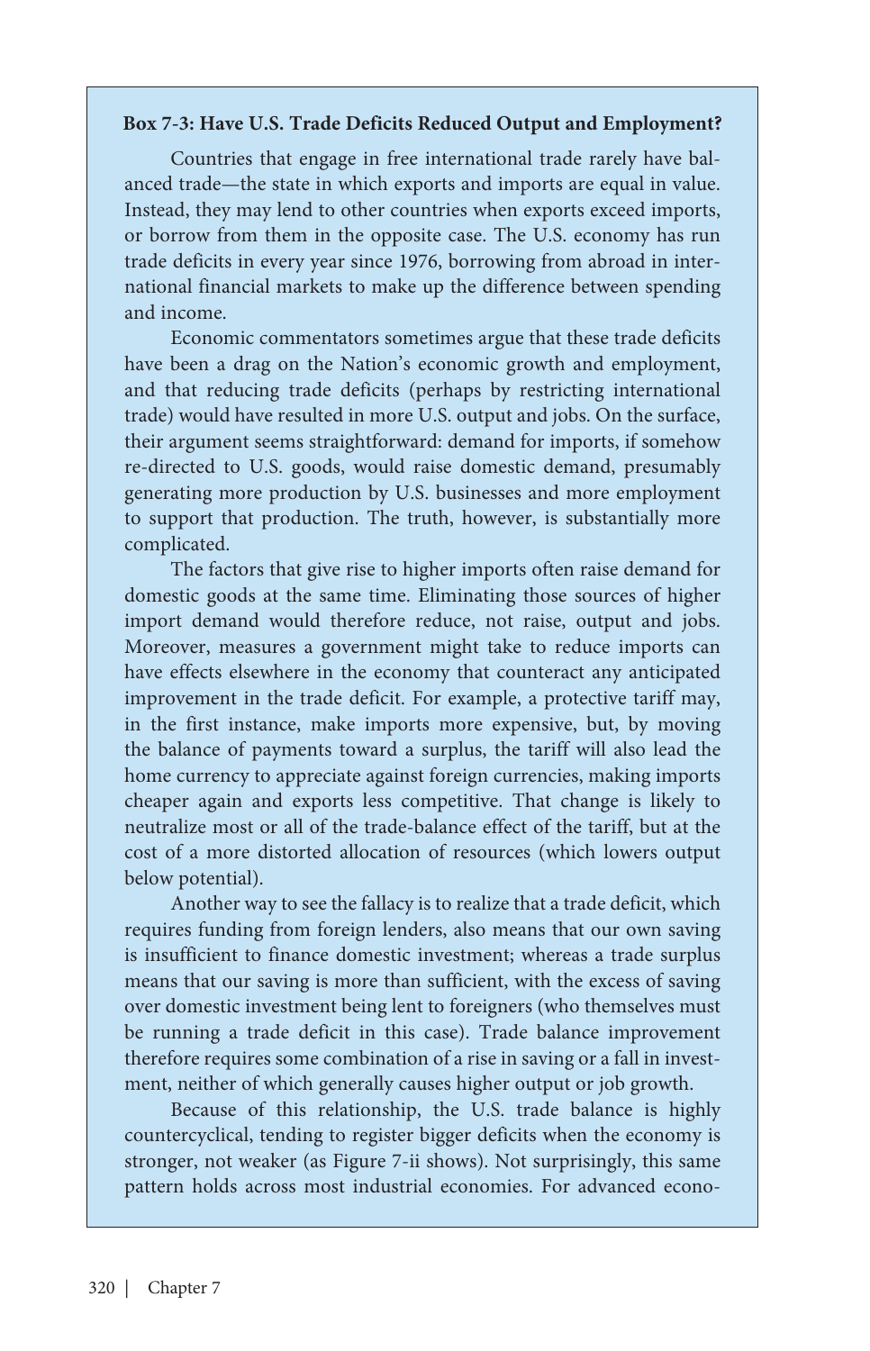**Box 7-3: Have U.S. Trade Deficits Reduced Output and Employment?**

Countries that engage in free international trade rarely have balanced trade—the state in which exports and imports are equal in value. Instead, they may lend to other countries when exports exceed imports, or borrow from them in the opposite case. The U.S. economy has run trade deficits in every year since 1976, borrowing from abroad in international financial markets to make up the difference between spending and income.

Economic commentators sometimes argue that these trade deficits have been a drag on the Nation's economic growth and employment, and that reducing trade deficits (perhaps by restricting international trade) would have resulted in more U.S. output and jobs. On the surface, their argument seems straightforward: demand for imports, if somehow re-directed to U.S. goods, would raise domestic demand, presumably generating more production by U.S. businesses and more employment to support that production. The truth, however, is substantially more complicated.

The factors that give rise to higher imports often raise demand for domestic goods at the same time. Eliminating those sources of higher import demand would therefore reduce, not raise, output and jobs. Moreover, measures a government might take to reduce imports can have effects elsewhere in the economy that counteract any anticipated improvement in the trade deficit. For example, a protective tariff may, in the first instance, make imports more expensive, but, by moving the balance of payments toward a surplus, the tariff will also lead the home currency to appreciate against foreign currencies, making imports cheaper again and exports less competitive. That change is likely to neutralize most or all of the trade-balance effect of the tariff, but at the cost of a more distorted allocation of resources (which lowers output below potential).

Another way to see the fallacy is to realize that a trade deficit, which requires funding from foreign lenders, also means that our own saving is insufficient to finance domestic investment; whereas a trade surplus means that our saving is more than sufficient, with the excess of saving over domestic investment being lent to foreigners (who themselves must be running a trade deficit in this case). Trade balance improvement therefore requires some combination of a rise in saving or a fall in investment, neither of which generally causes higher output or job growth.

Because of this relationship, the U.S. trade balance is highly countercyclical, tending to register bigger deficits when the economy is stronger, not weaker (as Figure 7-ii shows). Not surprisingly, this same pattern holds across most industrial economies. For advanced econo-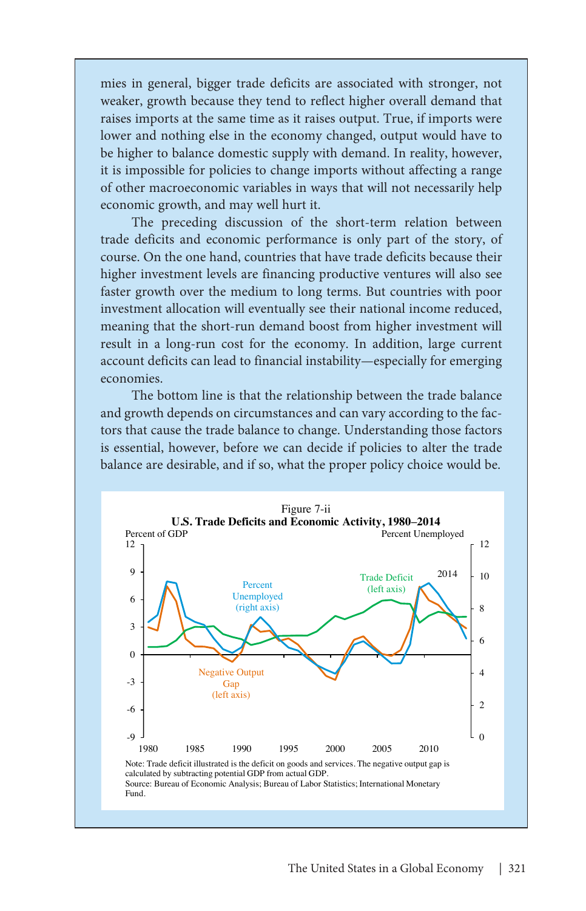mies in general, bigger trade deficits are associated with stronger, not weaker, growth because they tend to reflect higher overall demand that raises imports at the same time as it raises output. True, if imports were lower and nothing else in the economy changed, output would have to be higher to balance domestic supply with demand. In reality, however, it is impossible for policies to change imports without affecting a range of other macroeconomic variables in ways that will not necessarily help economic growth, and may well hurt it.

The preceding discussion of the short-term relation between trade deficits and economic performance is only part of the story, of course. On the one hand, countries that have trade deficits because their higher investment levels are financing productive ventures will also see faster growth over the medium to long terms. But countries with poor investment allocation will eventually see their national income reduced, meaning that the short-run demand boost from higher investment will result in a long-run cost for the economy. In addition, large current account deficits can lead to financial instability—especially for emerging economies.

The bottom line is that the relationship between the trade balance and growth depends on circumstances and can vary according to the factors that cause the trade balance to change. Understanding those factors is essential, however, before we can decide if policies to alter the trade balance are desirable, and if so, what the proper policy choice would be.

Figure 7-ii

**U.S. Trade Deficits and Economic Activity, 1980–2014**

Percent of GDP

Percent Unemployed

12, 9, 6, 3, 0, -3, -6, -9

12, 10, 8, 6, 4, 2, 0

Percent Unemployed (right axis)

Trade Deficit (left axis)

2014

Negative Output Gap (left axis)

1980, 1985, 1990, 1995, 2000, 2005, 2010

Note: Trade deficit illustrated is the deficit on goods and services. The negative output gap is calculated by subtracting potential GDP from actual GDP.
Source: Bureau of Economic Analysis; Bureau of Labor Statistics; International Monetary Fund.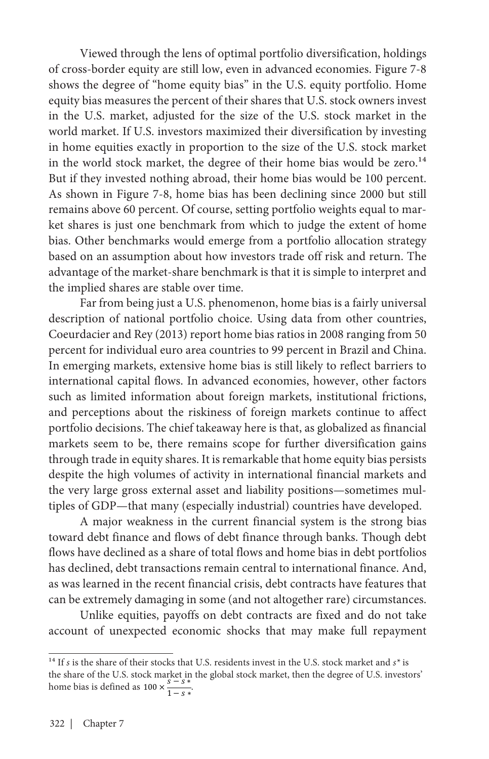Viewed through the lens of optimal portfolio diversification, holdings of cross-border equity are still low, even in advanced economies. Figure 7-8 shows the degree of "home equity bias" in the U.S. equity portfolio. Home equity bias measures the percent of their shares that U.S. stock owners invest in the U.S. market, adjusted for the size of the U.S. stock market in the world market. If U.S. investors maximized their diversification by investing in home equities exactly in proportion to the size of the U.S. stock market in the world stock market, the degree of their home bias would be zero.[14] But if they invested nothing abroad, their home bias would be 100 percent. As shown in Figure 7-8, home bias has been declining since 2000 but still remains above 60 percent. Of course, setting portfolio weights equal to market shares is just one benchmark from which to judge the extent of home bias. Other benchmarks would emerge from a portfolio allocation strategy based on an assumption about how investors trade off risk and return. The advantage of the market-share benchmark is that it is simple to interpret and the implied shares are stable over time.

Far from being just a U.S. phenomenon, home bias is a fairly universal description of national portfolio choice. Using data from other countries, Coeurdacier and Rey (2013) report home bias ratios in 2008 ranging from 50 percent for individual euro area countries to 99 percent in Brazil and China. In emerging markets, extensive home bias is still likely to reflect barriers to international capital flows. In advanced economies, however, other factors such as limited information about foreign markets, institutional frictions, and perceptions about the riskiness of foreign markets continue to affect portfolio decisions. The chief takeaway here is that, as globalized as financial markets seem to be, there remains scope for further diversification gains through trade in equity shares. It is remarkable that home equity bias persists despite the high volumes of activity in international financial markets and the very large gross external asset and liability positions—sometimes multiples of GDP—that many (especially industrial) countries have developed.

A major weakness in the current financial system is the strong bias toward debt finance and flows of debt finance through banks. Though debt flows have declined as a share of total flows and home bias in debt portfolios has declined, debt transactions remain central to international finance. And, as was learned in the recent financial crisis, debt contracts have features that can be extremely damaging in some (and not altogether rare) circumstances.

Unlike equities, payoffs on debt contracts are fixed and do not take account of unexpected economic shocks that may make full repayment

---

[14] If $s$ is the share of their stocks that U.S. residents invest in the U.S. stock market and $s^*$ is the share of the U.S. stock market in the global stock market, then the degree of U.S. investors' home bias is defined as $100 \times \frac{s - s^*}{1 - s^*}$.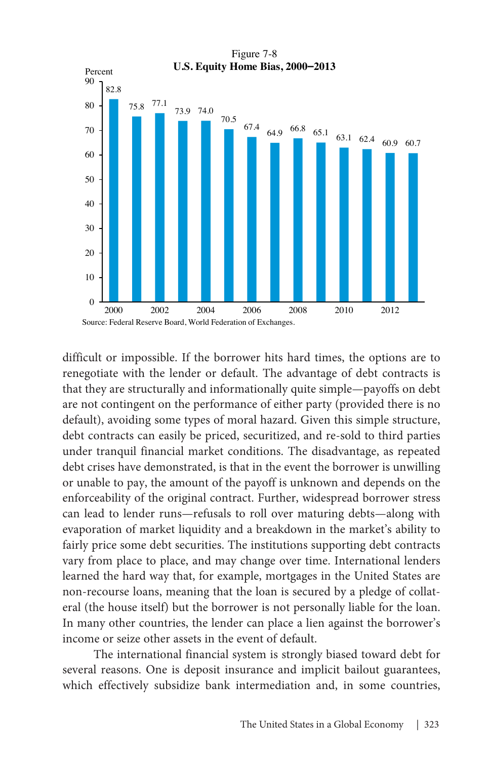Figure 7-8
**U.S. Equity Home Bias, 2000–2013**

Percent

90
80
70
60
50
40
30
20
10
0

82.8 75.8 77.1 73.9 74.0 70.5 67.4 64.9 66.8 65.1 63.1 62.4 60.9 60.7

2000 2002 2004 2006 2008 2010 2012

Source: Federal Reserve Board, World Federation of Exchanges.

difficult or impossible. If the borrower hits hard times, the options are to renegotiate with the lender or default. The advantage of debt contracts is that they are structurally and informationally quite simple—payoffs on debt are not contingent on the performance of either party (provided there is no default), avoiding some types of moral hazard. Given this simple structure, debt contracts can easily be priced, securitized, and re-sold to third parties under tranquil financial market conditions. The disadvantage, as repeated debt crises have demonstrated, is that in the event the borrower is unwilling or unable to pay, the amount of the payoff is unknown and depends on the enforceability of the original contract. Further, widespread borrower stress can lead to lender runs—refusals to roll over maturing debts—along with evaporation of market liquidity and a breakdown in the market's ability to fairly price some debt securities. The institutions supporting debt contracts vary from place to place, and may change over time. International lenders learned the hard way that, for example, mortgages in the United States are non-recourse loans, meaning that the loan is secured by a pledge of collateral (the house itself) but the borrower is not personally liable for the loan. In many other countries, the lender can place a lien against the borrower's income or seize other assets in the event of default.

The international financial system is strongly biased toward debt for several reasons. One is deposit insurance and implicit bailout guarantees, which effectively subsidize bank intermediation and, in some countries,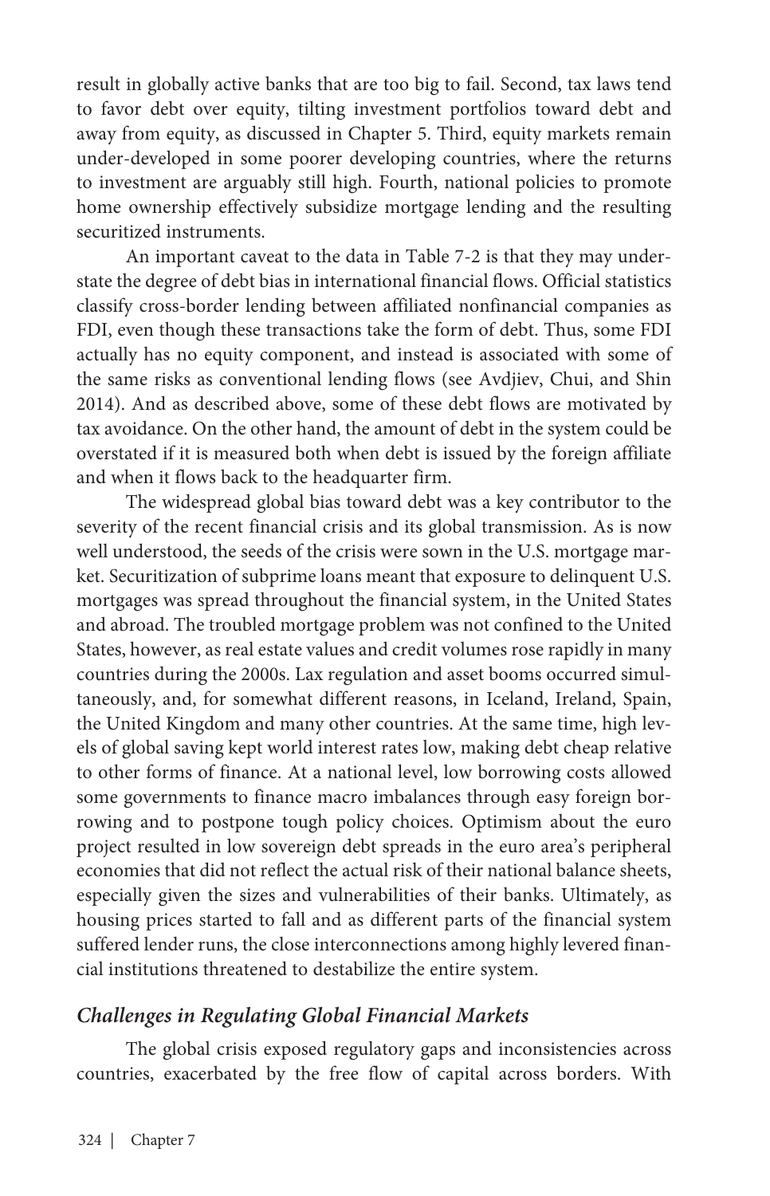result in globally active banks that are too big to fail. Second, tax laws tend to favor debt over equity, tilting investment portfolios toward debt and away from equity, as discussed in Chapter 5. Third, equity markets remain under-developed in some poorer developing countries, where the returns to investment are arguably still high. Fourth, national policies to promote home ownership effectively subsidize mortgage lending and the resulting securitized instruments.

An important caveat to the data in Table 7-2 is that they may understate the degree of debt bias in international financial flows. Official statistics classify cross-border lending between affiliated nonfinancial companies as FDI, even though these transactions take the form of debt. Thus, some FDI actually has no equity component, and instead is associated with some of the same risks as conventional lending flows (see Avdjiev, Chui, and Shin 2014). And as described above, some of these debt flows are motivated by tax avoidance. On the other hand, the amount of debt in the system could be overstated if it is measured both when debt is issued by the foreign affiliate and when it flows back to the headquarter firm.

The widespread global bias toward debt was a key contributor to the severity of the recent financial crisis and its global transmission. As is now well understood, the seeds of the crisis were sown in the U.S. mortgage market. Securitization of subprime loans meant that exposure to delinquent U.S. mortgages was spread throughout the financial system, in the United States and abroad. The troubled mortgage problem was not confined to the United States, however, as real estate values and credit volumes rose rapidly in many countries during the 2000s. Lax regulation and asset booms occurred simultaneously, and, for somewhat different reasons, in Iceland, Ireland, Spain, the United Kingdom and many other countries. At the same time, high levels of global saving kept world interest rates low, making debt cheap relative to other forms of finance. At a national level, low borrowing costs allowed some governments to finance macro imbalances through easy foreign borrowing and to postpone tough policy choices. Optimism about the euro project resulted in low sovereign debt spreads in the euro area's peripheral economies that did not reflect the actual risk of their national balance sheets, especially given the sizes and vulnerabilities of their banks. Ultimately, as housing prices started to fall and as different parts of the financial system suffered lender runs, the close interconnections among highly levered financial institutions threatened to destabilize the entire system.

### *Challenges in Regulating Global Financial Markets*

The global crisis exposed regulatory gaps and inconsistencies across countries, exacerbated by the free flow of capital across borders. With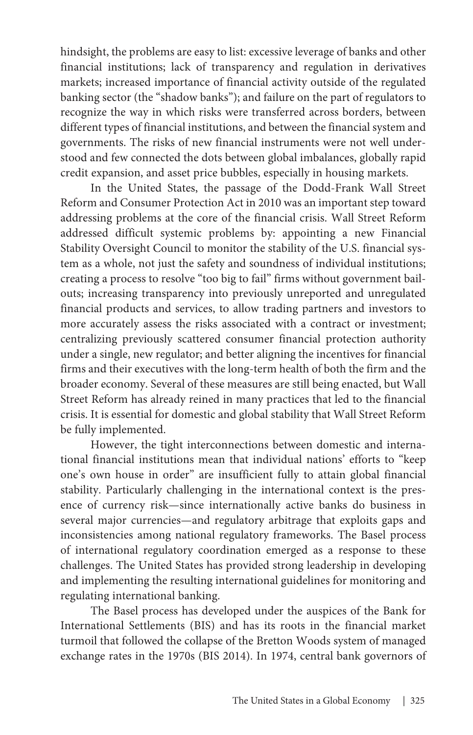hindsight, the problems are easy to list: excessive leverage of banks and other financial institutions; lack of transparency and regulation in derivatives markets; increased importance of financial activity outside of the regulated banking sector (the "shadow banks"); and failure on the part of regulators to recognize the way in which risks were transferred across borders, between different types of financial institutions, and between the financial system and governments. The risks of new financial instruments were not well understood and few connected the dots between global imbalances, globally rapid credit expansion, and asset price bubbles, especially in housing markets.

In the United States, the passage of the Dodd-Frank Wall Street Reform and Consumer Protection Act in 2010 was an important step toward addressing problems at the core of the financial crisis. Wall Street Reform addressed difficult systemic problems by: appointing a new Financial Stability Oversight Council to monitor the stability of the U.S. financial system as a whole, not just the safety and soundness of individual institutions; creating a process to resolve "too big to fail" firms without government bailouts; increasing transparency into previously unreported and unregulated financial products and services, to allow trading partners and investors to more accurately assess the risks associated with a contract or investment; centralizing previously scattered consumer financial protection authority under a single, new regulator; and better aligning the incentives for financial firms and their executives with the long-term health of both the firm and the broader economy. Several of these measures are still being enacted, but Wall Street Reform has already reined in many practices that led to the financial crisis. It is essential for domestic and global stability that Wall Street Reform be fully implemented.

However, the tight interconnections between domestic and international financial institutions mean that individual nations' efforts to "keep one's own house in order" are insufficient fully to attain global financial stability. Particularly challenging in the international context is the presence of currency risk—since internationally active banks do business in several major currencies—and regulatory arbitrage that exploits gaps and inconsistencies among national regulatory frameworks. The Basel process of international regulatory coordination emerged as a response to these challenges. The United States has provided strong leadership in developing and implementing the resulting international guidelines for monitoring and regulating international banking.

The Basel process has developed under the auspices of the Bank for International Settlements (BIS) and has its roots in the financial market turmoil that followed the collapse of the Bretton Woods system of managed exchange rates in the 1970s (BIS 2014). In 1974, central bank governors of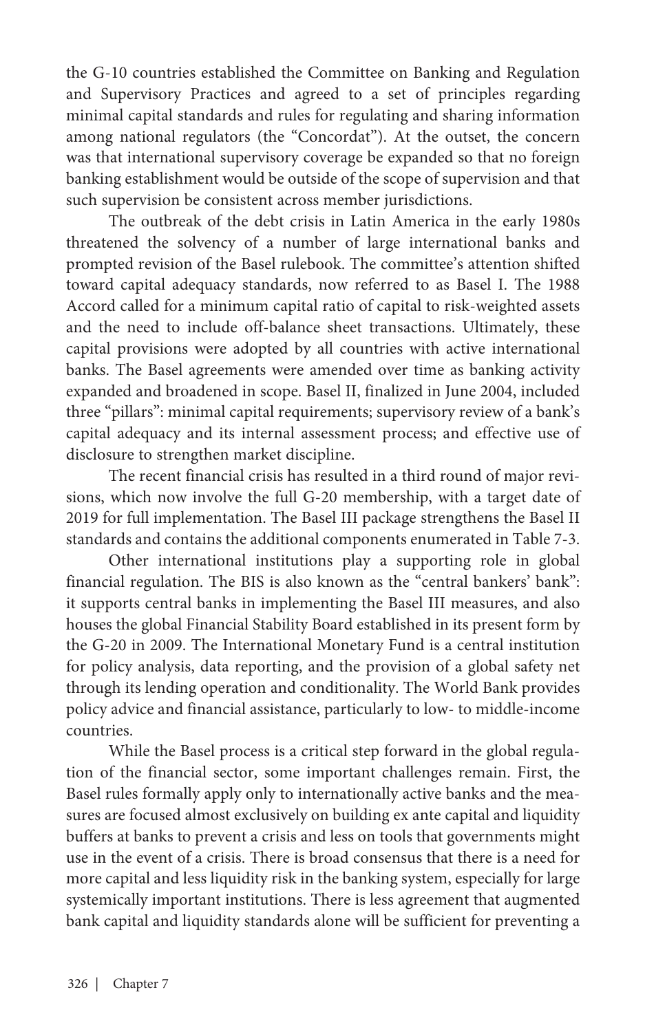the G-10 countries established the Committee on Banking and Regulation and Supervisory Practices and agreed to a set of principles regarding minimal capital standards and rules for regulating and sharing information among national regulators (the "Concordat"). At the outset, the concern was that international supervisory coverage be expanded so that no foreign banking establishment would be outside of the scope of supervision and that such supervision be consistent across member jurisdictions.

The outbreak of the debt crisis in Latin America in the early 1980s threatened the solvency of a number of large international banks and prompted revision of the Basel rulebook. The committee's attention shifted toward capital adequacy standards, now referred to as Basel I. The 1988 Accord called for a minimum capital ratio of capital to risk-weighted assets and the need to include off-balance sheet transactions. Ultimately, these capital provisions were adopted by all countries with active international banks. The Basel agreements were amended over time as banking activity expanded and broadened in scope. Basel II, finalized in June 2004, included three "pillars": minimal capital requirements; supervisory review of a bank's capital adequacy and its internal assessment process; and effective use of disclosure to strengthen market discipline.

The recent financial crisis has resulted in a third round of major revisions, which now involve the full G-20 membership, with a target date of 2019 for full implementation. The Basel III package strengthens the Basel II standards and contains the additional components enumerated in Table 7-3.

Other international institutions play a supporting role in global financial regulation. The BIS is also known as the "central bankers' bank": it supports central banks in implementing the Basel III measures, and also houses the global Financial Stability Board established in its present form by the G-20 in 2009. The International Monetary Fund is a central institution for policy analysis, data reporting, and the provision of a global safety net through its lending operation and conditionality. The World Bank provides policy advice and financial assistance, particularly to low- to middle-income countries.

While the Basel process is a critical step forward in the global regulation of the financial sector, some important challenges remain. First, the Basel rules formally apply only to internationally active banks and the measures are focused almost exclusively on building ex ante capital and liquidity buffers at banks to prevent a crisis and less on tools that governments might use in the event of a crisis. There is broad consensus that there is a need for more capital and less liquidity risk in the banking system, especially for large systemically important institutions. There is less agreement that augmented bank capital and liquidity standards alone will be sufficient for preventing a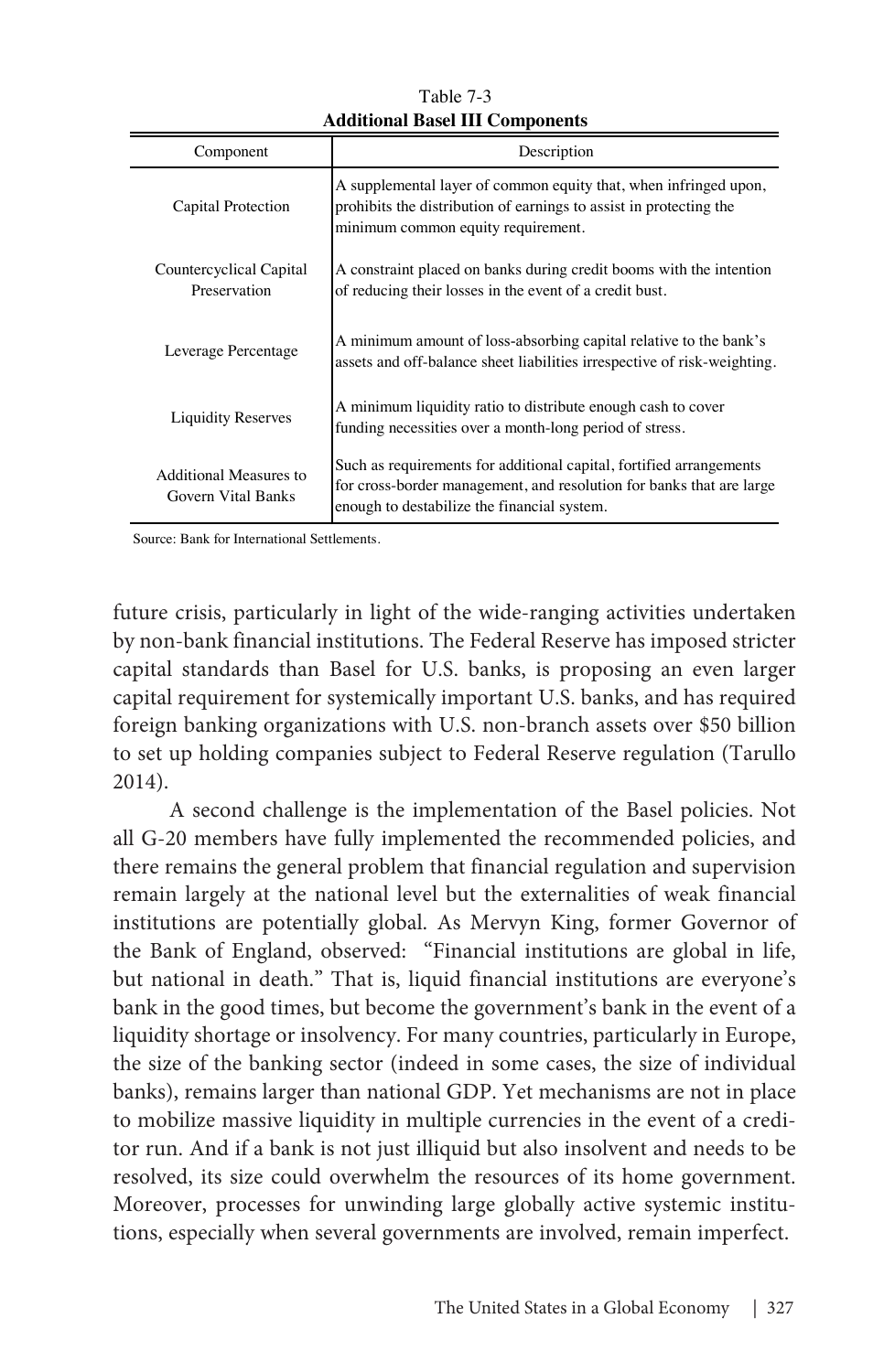Table 7-3
**Additional Basel III Components**

| Component | Description |
|---|---|
| Capital Protection | A supplemental layer of common equity that, when infringed upon, prohibits the distribution of earnings to assist in protecting the minimum common equity requirement. |
| Countercyclical Capital Preservation | A constraint placed on banks during credit booms with the intention of reducing their losses in the event of a credit bust. |
| Leverage Percentage | A minimum amount of loss-absorbing capital relative to the bank's assets and off-balance sheet liabilities irrespective of risk-weighting. |
| Liquidity Reserves | A minimum liquidity ratio to distribute enough cash to cover funding necessities over a month-long period of stress. |
| Additional Measures to Govern Vital Banks | Such as requirements for additional capital, fortified arrangements for cross-border management, and resolution for banks that are large enough to destabilize the financial system. |

Source: Bank for International Settlements.

future crisis, particularly in light of the wide-ranging activities undertaken by non-bank financial institutions. The Federal Reserve has imposed stricter capital standards than Basel for U.S. banks, is proposing an even larger capital requirement for systemically important U.S. banks, and has required foreign banking organizations with U.S. non-branch assets over $50 billion to set up holding companies subject to Federal Reserve regulation (Tarullo 2014).

A second challenge is the implementation of the Basel policies. Not all G-20 members have fully implemented the recommended policies, and there remains the general problem that financial regulation and supervision remain largely at the national level but the externalities of weak financial institutions are potentially global. As Mervyn King, former Governor of the Bank of England, observed: "Financial institutions are global in life, but national in death." That is, liquid financial institutions are everyone's bank in the good times, but become the government's bank in the event of a liquidity shortage or insolvency. For many countries, particularly in Europe, the size of the banking sector (indeed in some cases, the size of individual banks), remains larger than national GDP. Yet mechanisms are not in place to mobilize massive liquidity in multiple currencies in the event of a creditor run. And if a bank is not just illiquid but also insolvent and needs to be resolved, its size could overwhelm the resources of its home government. Moreover, processes for unwinding large globally active systemic institutions, especially when several governments are involved, remain imperfect.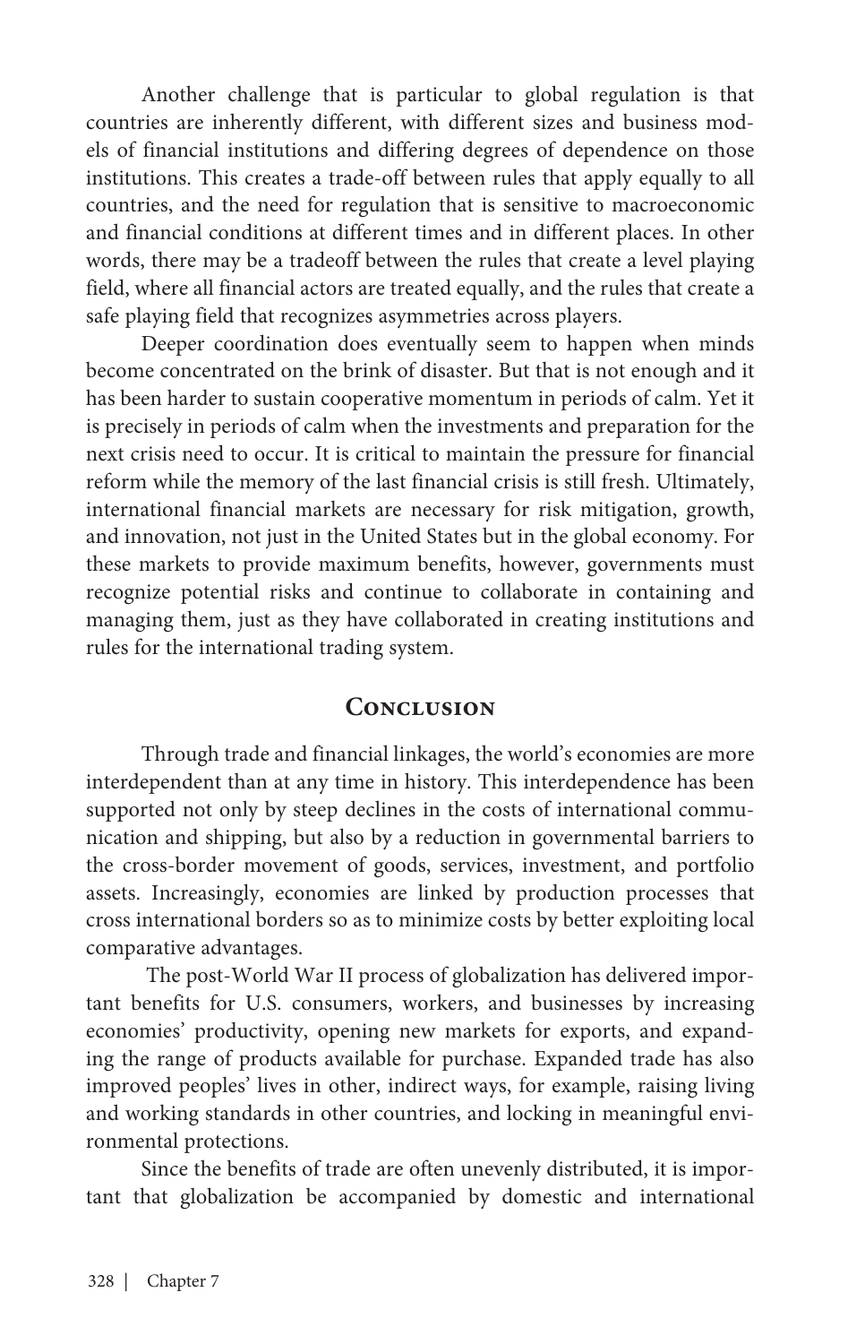Another challenge that is particular to global regulation is that countries are inherently different, with different sizes and business models of financial institutions and differing degrees of dependence on those institutions. This creates a trade-off between rules that apply equally to all countries, and the need for regulation that is sensitive to macroeconomic and financial conditions at different times and in different places. In other words, there may be a tradeoff between the rules that create a level playing field, where all financial actors are treated equally, and the rules that create a safe playing field that recognizes asymmetries across players.

Deeper coordination does eventually seem to happen when minds become concentrated on the brink of disaster. But that is not enough and it has been harder to sustain cooperative momentum in periods of calm. Yet it is precisely in periods of calm when the investments and preparation for the next crisis need to occur. It is critical to maintain the pressure for financial reform while the memory of the last financial crisis is still fresh. Ultimately, international financial markets are necessary for risk mitigation, growth, and innovation, not just in the United States but in the global economy. For these markets to provide maximum benefits, however, governments must recognize potential risks and continue to collaborate in containing and managing them, just as they have collaborated in creating institutions and rules for the international trading system.

## Conclusion

Through trade and financial linkages, the world's economies are more interdependent than at any time in history. This interdependence has been supported not only by steep declines in the costs of international communication and shipping, but also by a reduction in governmental barriers to the cross-border movement of goods, services, investment, and portfolio assets. Increasingly, economies are linked by production processes that cross international borders so as to minimize costs by better exploiting local comparative advantages.

The post-World War II process of globalization has delivered important benefits for U.S. consumers, workers, and businesses by increasing economies' productivity, opening new markets for exports, and expanding the range of products available for purchase. Expanded trade has also improved peoples' lives in other, indirect ways, for example, raising living and working standards in other countries, and locking in meaningful environmental protections.

Since the benefits of trade are often unevenly distributed, it is important that globalization be accompanied by domestic and international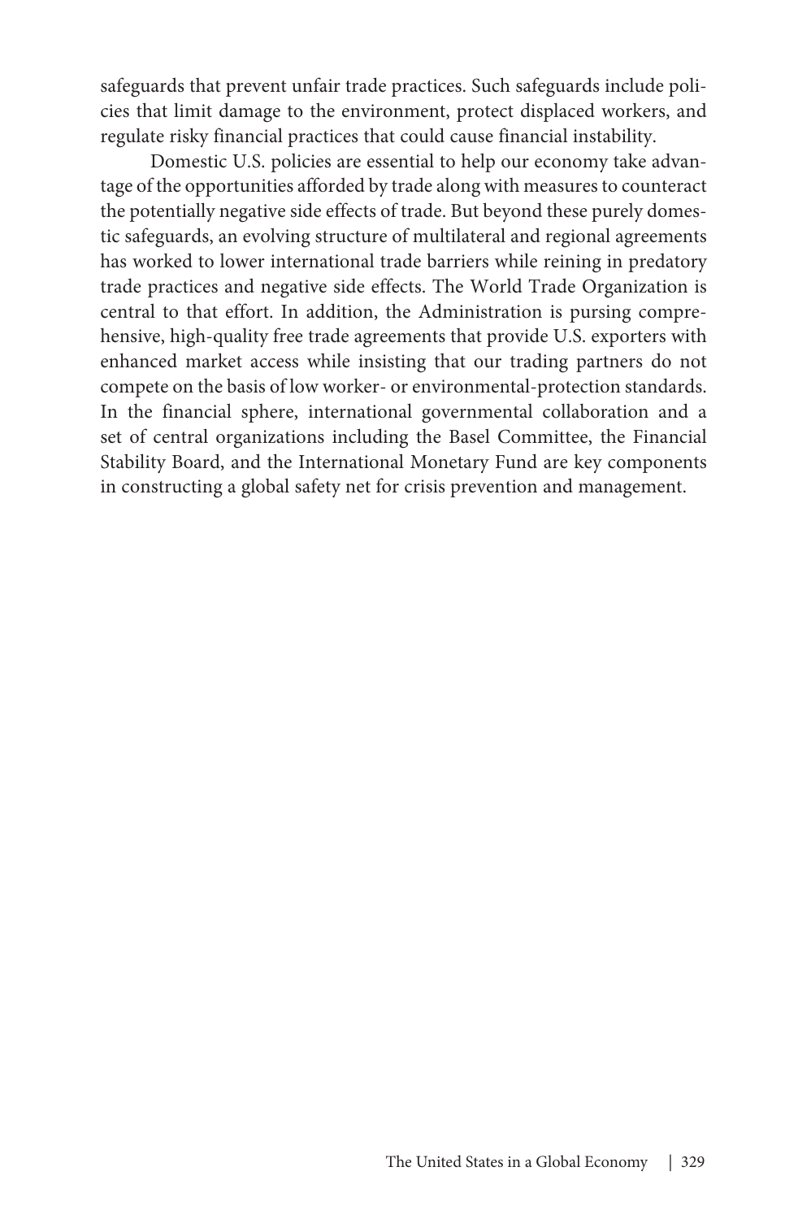safeguards that prevent unfair trade practices. Such safeguards include policies that limit damage to the environment, protect displaced workers, and regulate risky financial practices that could cause financial instability.

Domestic U.S. policies are essential to help our economy take advantage of the opportunities afforded by trade along with measures to counteract the potentially negative side effects of trade. But beyond these purely domestic safeguards, an evolving structure of multilateral and regional agreements has worked to lower international trade barriers while reining in predatory trade practices and negative side effects. The World Trade Organization is central to that effort. In addition, the Administration is pursing comprehensive, high-quality free trade agreements that provide U.S. exporters with enhanced market access while insisting that our trading partners do not compete on the basis of low worker- or environmental-protection standards. In the financial sphere, international governmental collaboration and a set of central organizations including the Basel Committee, the Financial Stability Board, and the International Monetary Fund are key components in constructing a global safety net for crisis prevention and management.